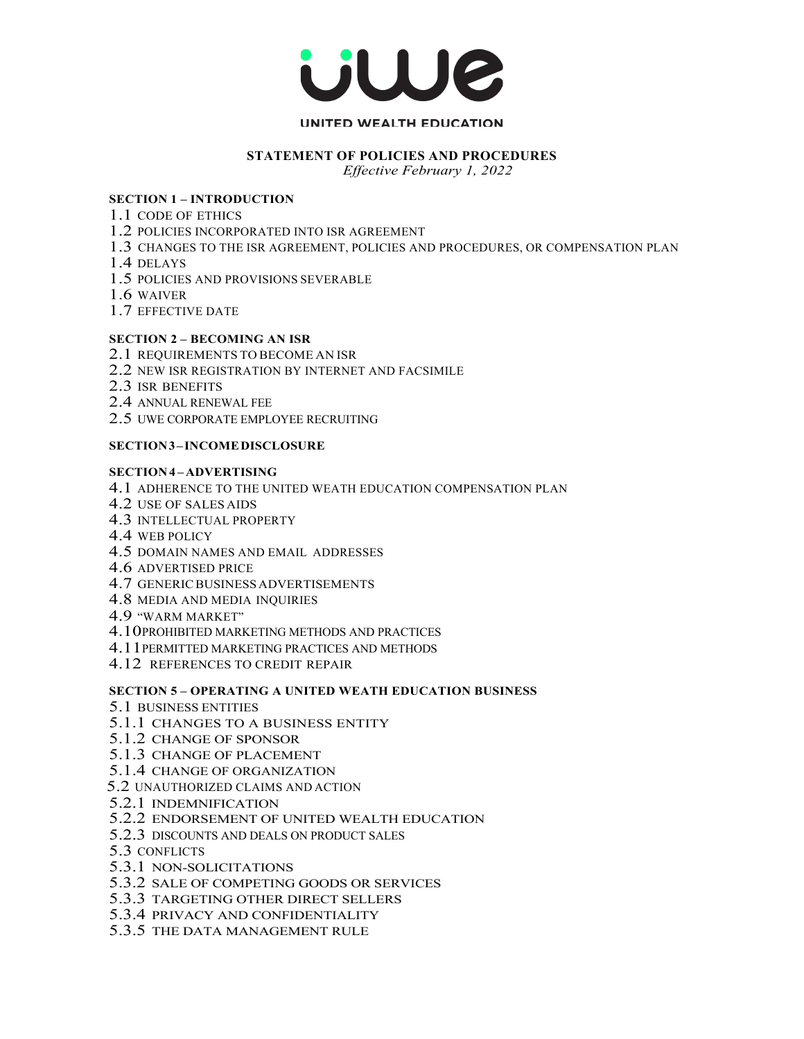UNITED WEALTH EDUCATION

# STATEMENT OF POLICIES AND PROCEDURES

*Effective February 1, 2022*

**SECTION 1 – INTRODUCTION**

1.1 CODE OF ETHICS
1.2 POLICIES INCORPORATED INTO ISR AGREEMENT
1.3 CHANGES TO THE ISR AGREEMENT, POLICIES AND PROCEDURES, OR COMPENSATION PLAN
1.4 DELAYS
1.5 POLICIES AND PROVISIONS SEVERABLE
1.6 WAIVER
1.7 EFFECTIVE DATE

**SECTION 2 – BECOMING AN ISR**

2.1 REQUIREMENTS TO BECOME AN ISR
2.2 NEW ISR REGISTRATION BY INTERNET AND FACSIMILE
2.3 ISR BENEFITS
2.4 ANNUAL RENEWAL FEE
2.5 UWE CORPORATE EMPLOYEE RECRUITING

**SECTION 3 – INCOME DISCLOSURE**

**SECTION 4 – ADVERTISING**

4.1 ADHERENCE TO THE UNITED WEATH EDUCATION COMPENSATION PLAN
4.2 USE OF SALES AIDS
4.3 INTELLECTUAL PROPERTY
4.4 WEB POLICY
4.5 DOMAIN NAMES AND EMAIL ADDRESSES
4.6 ADVERTISED PRICE
4.7 GENERIC BUSINESS ADVERTISEMENTS
4.8 MEDIA AND MEDIA INQUIRIES
4.9 "WARM MARKET"
4.10 PROHIBITED MARKETING METHODS AND PRACTICES
4.11 PERMITTED MARKETING PRACTICES AND METHODS
4.12 REFERENCES TO CREDIT REPAIR

**SECTION 5 – OPERATING A UNITED WEATH EDUCATION BUSINESS**

5.1 BUSINESS ENTITIES
5.1.1 CHANGES TO A BUSINESS ENTITY
5.1.2 CHANGE OF SPONSOR
5.1.3 CHANGE OF PLACEMENT
5.1.4 CHANGE OF ORGANIZATION
5.2 UNAUTHORIZED CLAIMS AND ACTION
5.2.1 INDEMNIFICATION
5.2.2 ENDORSEMENT OF UNITED WEALTH EDUCATION
5.2.3 DISCOUNTS AND DEALS ON PRODUCT SALES
5.3 CONFLICTS
5.3.1 NON-SOLICITATIONS
5.3.2 SALE OF COMPETING GOODS OR SERVICES
5.3.3 TARGETING OTHER DIRECT SELLERS
5.3.4 PRIVACY AND CONFIDENTIALITY
5.3.5 THE DATA MANAGEMENT RULE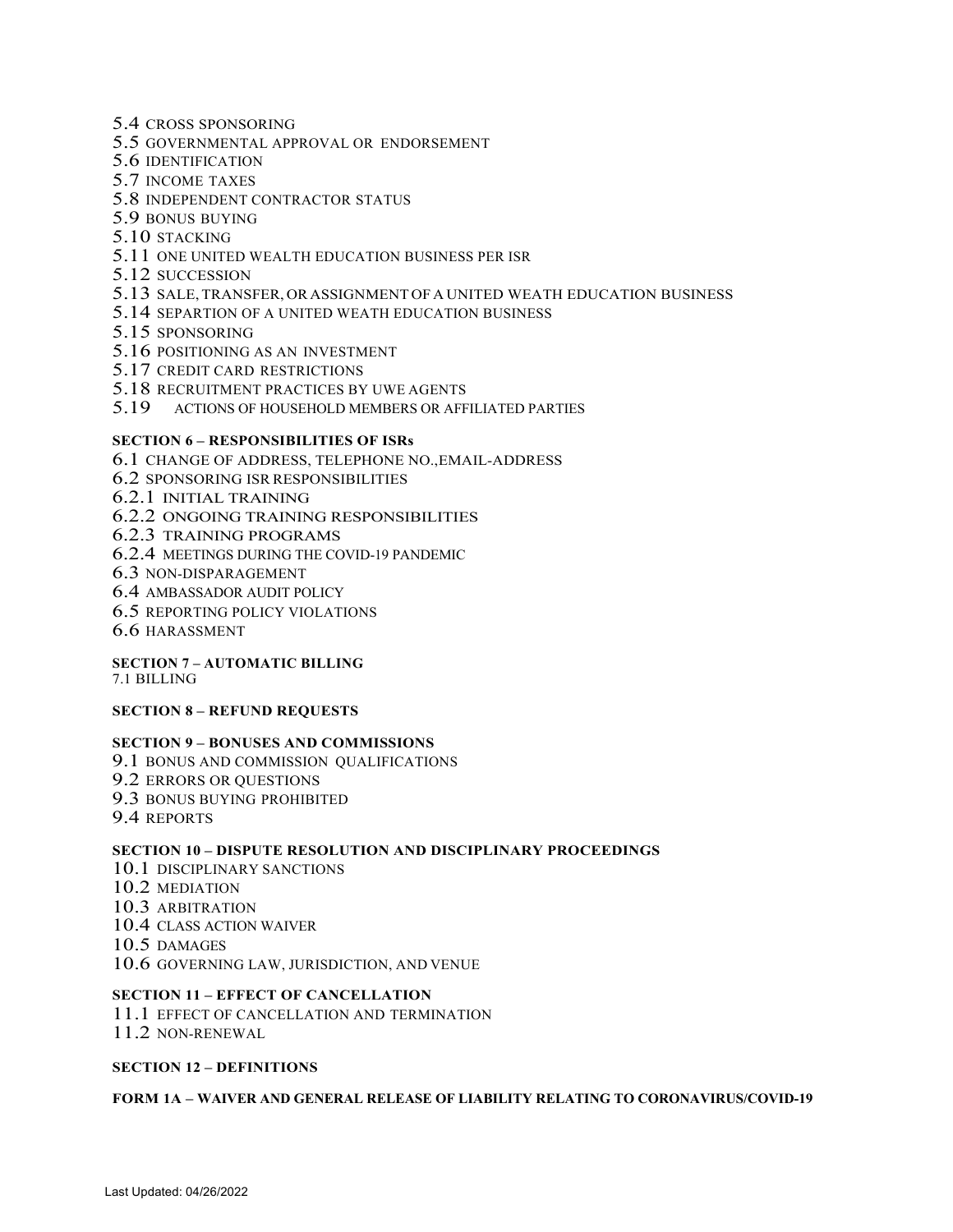5.4 CROSS SPONSORING
5.5 GOVERNMENTAL APPROVAL OR ENDORSEMENT
5.6 IDENTIFICATION
5.7 INCOME TAXES
5.8 INDEPENDENT CONTRACTOR STATUS
5.9 BONUS BUYING
5.10 STACKING
5.11 ONE UNITED WEALTH EDUCATION BUSINESS PER ISR
5.12 SUCCESSION
5.13 SALE, TRANSFER, OR ASSIGNMENT OF A UNITED WEATH EDUCATION BUSINESS
5.14 SEPARTION OF A UNITED WEATH EDUCATION BUSINESS
5.15 SPONSORING
5.16 POSITIONING AS AN INVESTMENT
5.17 CREDIT CARD RESTRICTIONS
5.18 RECRUITMENT PRACTICES BY UWE AGENTS
5.19 ACTIONS OF HOUSEHOLD MEMBERS OR AFFILIATED PARTIES

**SECTION 6 – RESPONSIBILITIES OF ISRs**

6.1 CHANGE OF ADDRESS, TELEPHONE NO.,EMAIL-ADDRESS
6.2 SPONSORING ISR RESPONSIBILITIES
6.2.1 INITIAL TRAINING
6.2.2 ONGOING TRAINING RESPONSIBILITIES
6.2.3 TRAINING PROGRAMS
6.2.4 MEETINGS DURING THE COVID-19 PANDEMIC
6.3 NON-DISPARAGEMENT
6.4 AMBASSADOR AUDIT POLICY
6.5 REPORTING POLICY VIOLATIONS
6.6 HARASSMENT

**SECTION 7 – AUTOMATIC BILLING**

7.1 BILLING

**SECTION 8 – REFUND REQUESTS**

**SECTION 9 – BONUSES AND COMMISSIONS**

9.1 BONUS AND COMMISSION QUALIFICATIONS
9.2 ERRORS OR QUESTIONS
9.3 BONUS BUYING PROHIBITED
9.4 REPORTS

**SECTION 10 – DISPUTE RESOLUTION AND DISCIPLINARY PROCEEDINGS**

10.1 DISCIPLINARY SANCTIONS
10.2 MEDIATION
10.3 ARBITRATION
10.4 CLASS ACTION WAIVER
10.5 DAMAGES
10.6 GOVERNING LAW, JURISDICTION, AND VENUE

**SECTION 11 – EFFECT OF CANCELLATION**

11.1 EFFECT OF CANCELLATION AND TERMINATION
11.2 NON-RENEWAL

**SECTION 12 – DEFINITIONS**

**FORM 1A – WAIVER AND GENERAL RELEASE OF LIABILITY RELATING TO CORONAVIRUS/COVID-19**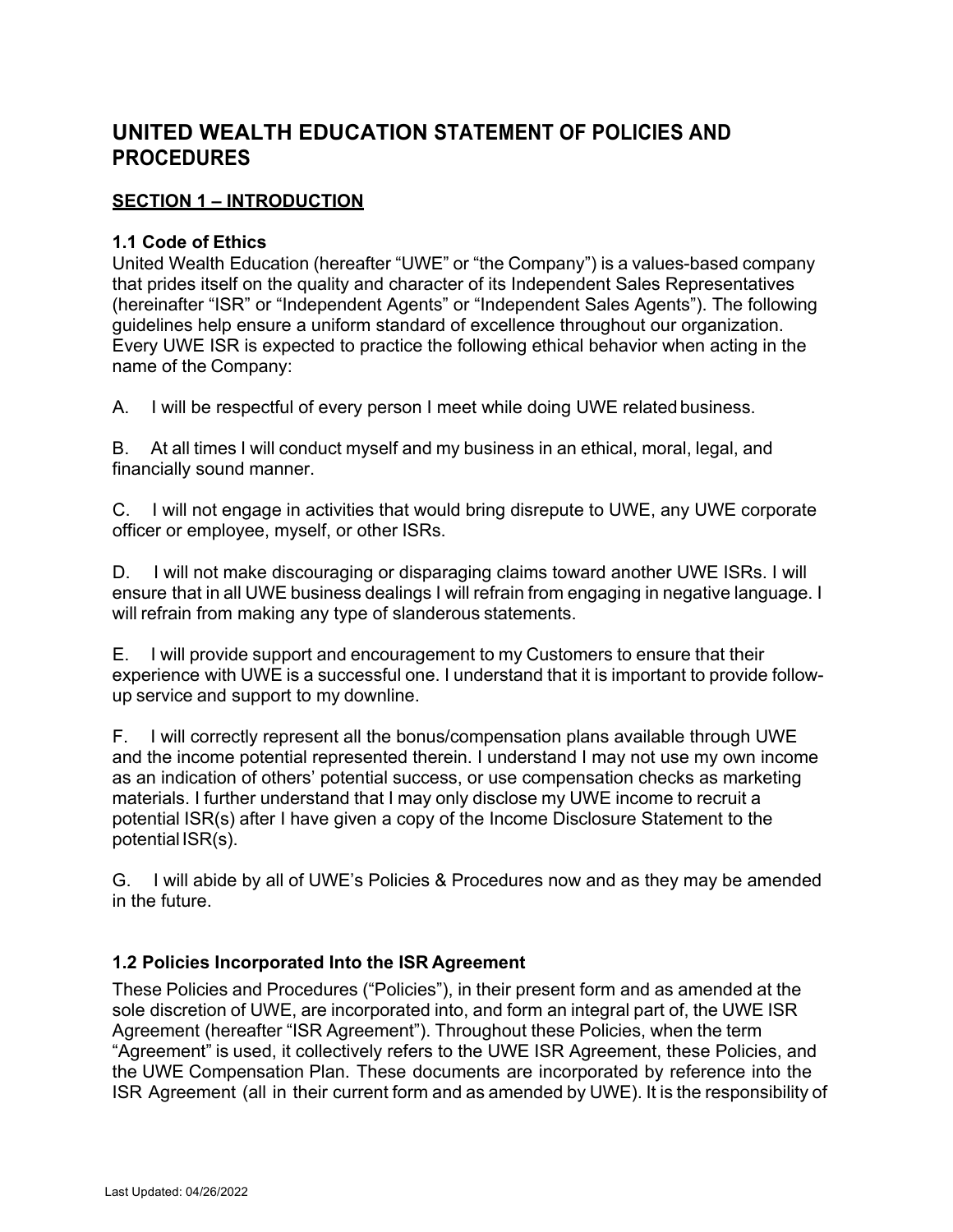# UNITED WEALTH EDUCATION STATEMENT OF POLICIES AND PROCEDURES

## SECTION 1 – INTRODUCTION

### 1.1 Code of Ethics

United Wealth Education (hereafter "UWE" or "the Company") is a values-based company that prides itself on the quality and character of its Independent Sales Representatives (hereinafter "ISR" or "Independent Agents" or "Independent Sales Agents"). The following guidelines help ensure a uniform standard of excellence throughout our organization. Every UWE ISR is expected to practice the following ethical behavior when acting in the name of the Company:

A. I will be respectful of every person I meet while doing UWE related business.

B. At all times I will conduct myself and my business in an ethical, moral, legal, and financially sound manner.

C. I will not engage in activities that would bring disrepute to UWE, any UWE corporate officer or employee, myself, or other ISRs.

D. I will not make discouraging or disparaging claims toward another UWE ISRs. I will ensure that in all UWE business dealings I will refrain from engaging in negative language. I will refrain from making any type of slanderous statements.

E. I will provide support and encouragement to my Customers to ensure that their experience with UWE is a successful one. I understand that it is important to provide follow-up service and support to my downline.

F. I will correctly represent all the bonus/compensation plans available through UWE and the income potential represented therein. I understand I may not use my own income as an indication of others' potential success, or use compensation checks as marketing materials. I further understand that I may only disclose my UWE income to recruit a potential ISR(s) after I have given a copy of the Income Disclosure Statement to the potential ISR(s).

G. I will abide by all of UWE's Policies & Procedures now and as they may be amended in the future.

### 1.2 Policies Incorporated Into the ISR Agreement

These Policies and Procedures ("Policies"), in their present form and as amended at the sole discretion of UWE, are incorporated into, and form an integral part of, the UWE ISR Agreement (hereafter "ISR Agreement"). Throughout these Policies, when the term "Agreement" is used, it collectively refers to the UWE ISR Agreement, these Policies, and the UWE Compensation Plan. These documents are incorporated by reference into the ISR Agreement (all in their current form and as amended by UWE). It is the responsibility of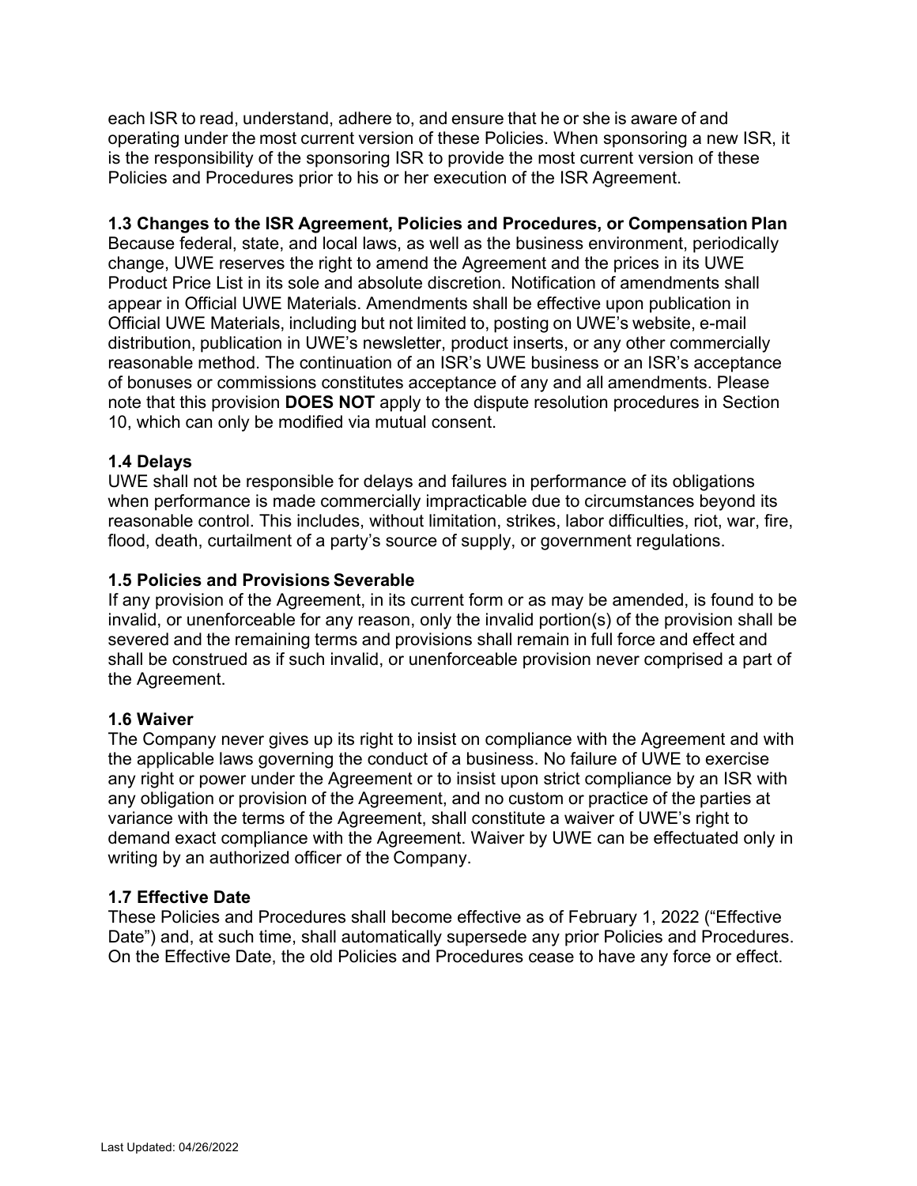each ISR to read, understand, adhere to, and ensure that he or she is aware of and operating under the most current version of these Policies. When sponsoring a new ISR, it is the responsibility of the sponsoring ISR to provide the most current version of these Policies and Procedures prior to his or her execution of the ISR Agreement.

### 1.3 Changes to the ISR Agreement, Policies and Procedures, or Compensation Plan

Because federal, state, and local laws, as well as the business environment, periodically change, UWE reserves the right to amend the Agreement and the prices in its UWE Product Price List in its sole and absolute discretion. Notification of amendments shall appear in Official UWE Materials. Amendments shall be effective upon publication in Official UWE Materials, including but not limited to, posting on UWE's website, e-mail distribution, publication in UWE's newsletter, product inserts, or any other commercially reasonable method. The continuation of an ISR's UWE business or an ISR's acceptance of bonuses or commissions constitutes acceptance of any and all amendments. Please note that this provision **DOES NOT** apply to the dispute resolution procedures in Section 10, which can only be modified via mutual consent.

### 1.4 Delays

UWE shall not be responsible for delays and failures in performance of its obligations when performance is made commercially impracticable due to circumstances beyond its reasonable control. This includes, without limitation, strikes, labor difficulties, riot, war, fire, flood, death, curtailment of a party's source of supply, or government regulations.

### 1.5 Policies and Provisions Severable

If any provision of the Agreement, in its current form or as may be amended, is found to be invalid, or unenforceable for any reason, only the invalid portion(s) of the provision shall be severed and the remaining terms and provisions shall remain in full force and effect and shall be construed as if such invalid, or unenforceable provision never comprised a part of the Agreement.

### 1.6 Waiver

The Company never gives up its right to insist on compliance with the Agreement and with the applicable laws governing the conduct of a business. No failure of UWE to exercise any right or power under the Agreement or to insist upon strict compliance by an ISR with any obligation or provision of the Agreement, and no custom or practice of the parties at variance with the terms of the Agreement, shall constitute a waiver of UWE's right to demand exact compliance with the Agreement. Waiver by UWE can be effectuated only in writing by an authorized officer of the Company.

### 1.7 Effective Date

These Policies and Procedures shall become effective as of February 1, 2022 ("Effective Date") and, at such time, shall automatically supersede any prior Policies and Procedures. On the Effective Date, the old Policies and Procedures cease to have any force or effect.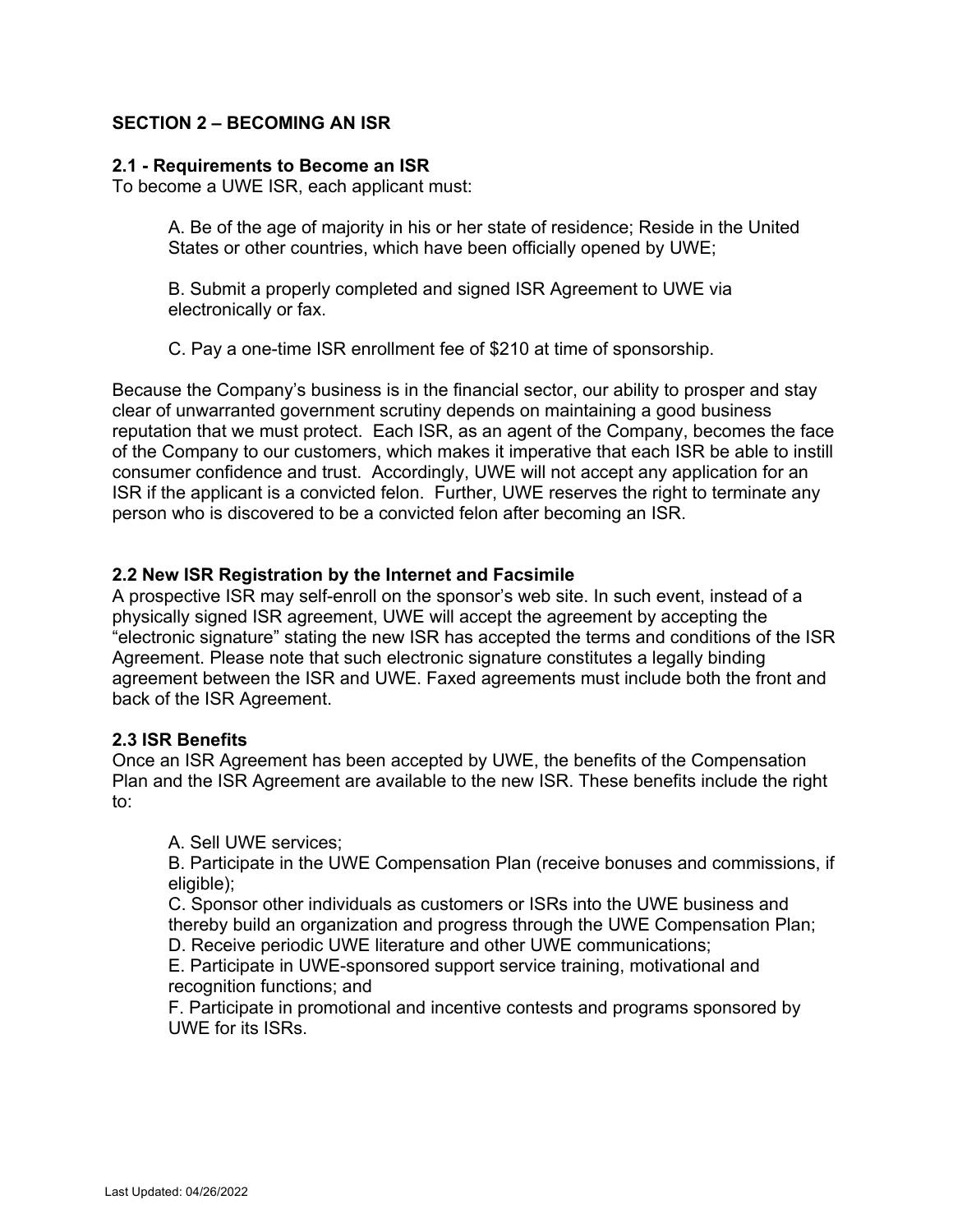## SECTION 2 – BECOMING AN ISR

### 2.1 - Requirements to Become an ISR

To become a UWE ISR, each applicant must:

A. Be of the age of majority in his or her state of residence; Reside in the United States or other countries, which have been officially opened by UWE;

B. Submit a properly completed and signed ISR Agreement to UWE via electronically or fax.

C. Pay a one-time ISR enrollment fee of $210 at time of sponsorship.

Because the Company's business is in the financial sector, our ability to prosper and stay clear of unwarranted government scrutiny depends on maintaining a good business reputation that we must protect. Each ISR, as an agent of the Company, becomes the face of the Company to our customers, which makes it imperative that each ISR be able to instill consumer confidence and trust. Accordingly, UWE will not accept any application for an ISR if the applicant is a convicted felon. Further, UWE reserves the right to terminate any person who is discovered to be a convicted felon after becoming an ISR.

### 2.2 New ISR Registration by the Internet and Facsimile

A prospective ISR may self-enroll on the sponsor's web site. In such event, instead of a physically signed ISR agreement, UWE will accept the agreement by accepting the "electronic signature" stating the new ISR has accepted the terms and conditions of the ISR Agreement. Please note that such electronic signature constitutes a legally binding agreement between the ISR and UWE. Faxed agreements must include both the front and back of the ISR Agreement.

### 2.3 ISR Benefits

Once an ISR Agreement has been accepted by UWE, the benefits of the Compensation Plan and the ISR Agreement are available to the new ISR. These benefits include the right to:

A. Sell UWE services;
B. Participate in the UWE Compensation Plan (receive bonuses and commissions, if eligible);
C. Sponsor other individuals as customers or ISRs into the UWE business and thereby build an organization and progress through the UWE Compensation Plan;
D. Receive periodic UWE literature and other UWE communications;
E. Participate in UWE-sponsored support service training, motivational and recognition functions; and
F. Participate in promotional and incentive contests and programs sponsored by UWE for its ISRs.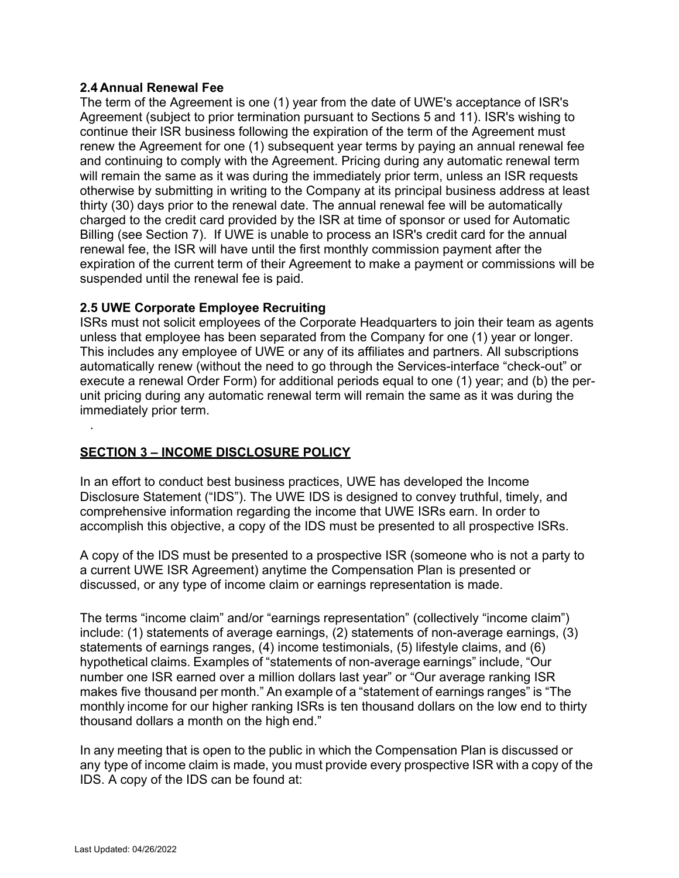### 2.4 Annual Renewal Fee

The term of the Agreement is one (1) year from the date of UWE's acceptance of ISR's Agreement (subject to prior termination pursuant to Sections 5 and 11). ISR's wishing to continue their ISR business following the expiration of the term of the Agreement must renew the Agreement for one (1) subsequent year terms by paying an annual renewal fee and continuing to comply with the Agreement. Pricing during any automatic renewal term will remain the same as it was during the immediately prior term, unless an ISR requests otherwise by submitting in writing to the Company at its principal business address at least thirty (30) days prior to the renewal date. The annual renewal fee will be automatically charged to the credit card provided by the ISR at time of sponsor or used for Automatic Billing (see Section 7). If UWE is unable to process an ISR's credit card for the annual renewal fee, the ISR will have until the first monthly commission payment after the expiration of the current term of their Agreement to make a payment or commissions will be suspended until the renewal fee is paid.

### 2.5 UWE Corporate Employee Recruiting

ISRs must not solicit employees of the Corporate Headquarters to join their team as agents unless that employee has been separated from the Company for one (1) year or longer. This includes any employee of UWE or any of its affiliates and partners. All subscriptions automatically renew (without the need to go through the Services-interface "check-out" or execute a renewal Order Form) for additional periods equal to one (1) year; and (b) the per-unit pricing during any automatic renewal term will remain the same as it was during the immediately prior term.

.

## SECTION 3 – INCOME DISCLOSURE POLICY

In an effort to conduct best business practices, UWE has developed the Income Disclosure Statement ("IDS"). The UWE IDS is designed to convey truthful, timely, and comprehensive information regarding the income that UWE ISRs earn. In order to accomplish this objective, a copy of the IDS must be presented to all prospective ISRs.

A copy of the IDS must be presented to a prospective ISR (someone who is not a party to a current UWE ISR Agreement) anytime the Compensation Plan is presented or discussed, or any type of income claim or earnings representation is made.

The terms "income claim" and/or "earnings representation" (collectively "income claim") include: (1) statements of average earnings, (2) statements of non-average earnings, (3) statements of earnings ranges, (4) income testimonials, (5) lifestyle claims, and (6) hypothetical claims. Examples of "statements of non-average earnings" include, "Our number one ISR earned over a million dollars last year" or "Our average ranking ISR makes five thousand per month." An example of a "statement of earnings ranges" is "The monthly income for our higher ranking ISRs is ten thousand dollars on the low end to thirty thousand dollars a month on the high end."

In any meeting that is open to the public in which the Compensation Plan is discussed or any type of income claim is made, you must provide every prospective ISR with a copy of the IDS. A copy of the IDS can be found at: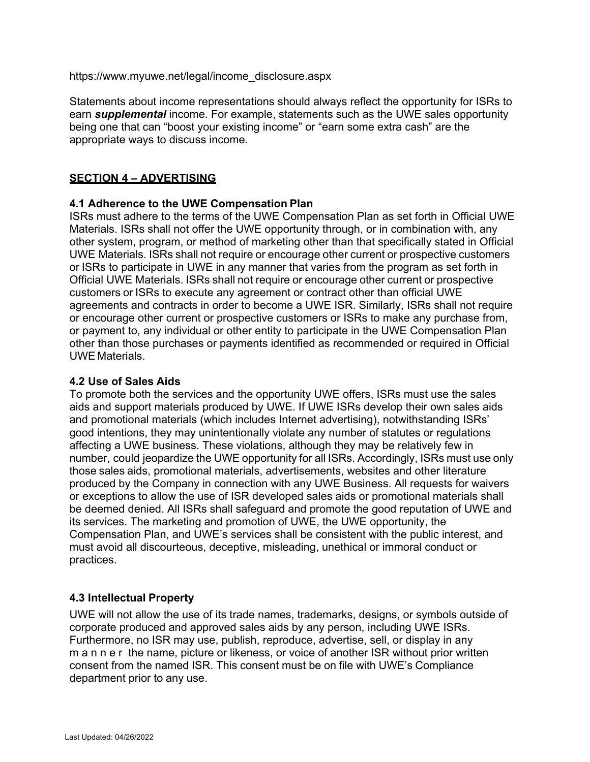https://www.myuwe.net/legal/income_disclosure.aspx

Statements about income representations should always reflect the opportunity for ISRs to earn ***supplemental*** income. For example, statements such as the UWE sales opportunity being one that can "boost your existing income" or "earn some extra cash" are the appropriate ways to discuss income.

## SECTION 4 – ADVERTISING

### 4.1 Adherence to the UWE Compensation Plan

ISRs must adhere to the terms of the UWE Compensation Plan as set forth in Official UWE Materials. ISRs shall not offer the UWE opportunity through, or in combination with, any other system, program, or method of marketing other than that specifically stated in Official UWE Materials. ISRs shall not require or encourage other current or prospective customers or ISRs to participate in UWE in any manner that varies from the program as set forth in Official UWE Materials. ISRs shall not require or encourage other current or prospective customers or ISRs to execute any agreement or contract other than official UWE agreements and contracts in order to become a UWE ISR. Similarly, ISRs shall not require or encourage other current or prospective customers or ISRs to make any purchase from, or payment to, any individual or other entity to participate in the UWE Compensation Plan other than those purchases or payments identified as recommended or required in Official UWE Materials.

### 4.2 Use of Sales Aids

To promote both the services and the opportunity UWE offers, ISRs must use the sales aids and support materials produced by UWE. If UWE ISRs develop their own sales aids and promotional materials (which includes Internet advertising), notwithstanding ISRs' good intentions, they may unintentionally violate any number of statutes or regulations affecting a UWE business. These violations, although they may be relatively few in number, could jeopardize the UWE opportunity for all ISRs. Accordingly, ISRs must use only those sales aids, promotional materials, advertisements, websites and other literature produced by the Company in connection with any UWE Business. All requests for waivers or exceptions to allow the use of ISR developed sales aids or promotional materials shall be deemed denied. All ISRs shall safeguard and promote the good reputation of UWE and its services. The marketing and promotion of UWE, the UWE opportunity, the Compensation Plan, and UWE's services shall be consistent with the public interest, and must avoid all discourteous, deceptive, misleading, unethical or immoral conduct or practices.

### 4.3 Intellectual Property

UWE will not allow the use of its trade names, trademarks, designs, or symbols outside of corporate produced and approved sales aids by any person, including UWE ISRs. Furthermore, no ISR may use, publish, reproduce, advertise, sell, or display in any manner the name, picture or likeness, or voice of another ISR without prior written consent from the named ISR. This consent must be on file with UWE's Compliance department prior to any use.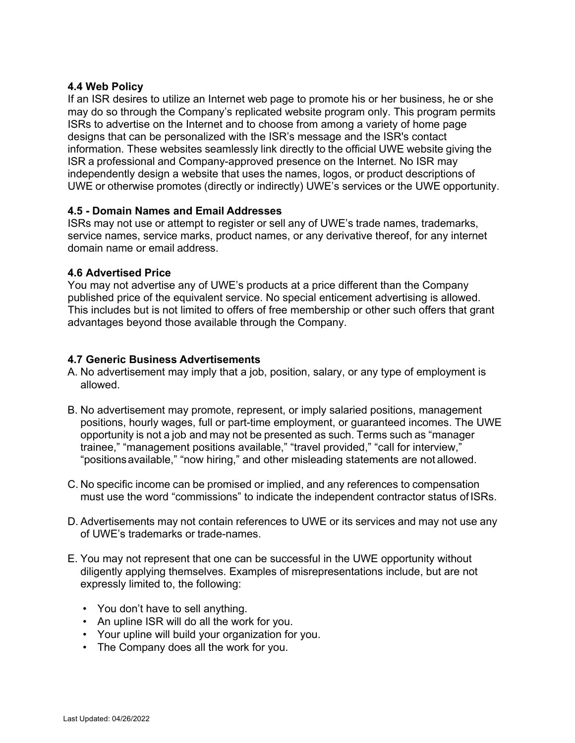### 4.4 Web Policy

If an ISR desires to utilize an Internet web page to promote his or her business, he or she may do so through the Company's replicated website program only. This program permits ISRs to advertise on the Internet and to choose from among a variety of home page designs that can be personalized with the ISR's message and the ISR's contact information. These websites seamlessly link directly to the official UWE website giving the ISR a professional and Company-approved presence on the Internet. No ISR may independently design a website that uses the names, logos, or product descriptions of UWE or otherwise promotes (directly or indirectly) UWE's services or the UWE opportunity.

### 4.5 - Domain Names and Email Addresses

ISRs may not use or attempt to register or sell any of UWE's trade names, trademarks, service names, service marks, product names, or any derivative thereof, for any internet domain name or email address.

### 4.6 Advertised Price

You may not advertise any of UWE's products at a price different than the Company published price of the equivalent service. No special enticement advertising is allowed. This includes but is not limited to offers of free membership or other such offers that grant advantages beyond those available through the Company.

### 4.7 Generic Business Advertisements

A. No advertisement may imply that a job, position, salary, or any type of employment is allowed.

B. No advertisement may promote, represent, or imply salaried positions, management positions, hourly wages, full or part-time employment, or guaranteed incomes. The UWE opportunity is not a job and may not be presented as such. Terms such as "manager trainee," "management positions available," "travel provided," "call for interview," "positions available," "now hiring," and other misleading statements are not allowed.

C. No specific income can be promised or implied, and any references to compensation must use the word "commissions" to indicate the independent contractor status of ISRs.

D. Advertisements may not contain references to UWE or its services and may not use any of UWE's trademarks or trade-names.

E. You may not represent that one can be successful in the UWE opportunity without diligently applying themselves. Examples of misrepresentations include, but are not expressly limited to, the following:

- You don't have to sell anything.
- An upline ISR will do all the work for you.
- Your upline will build your organization for you.
- The Company does all the work for you.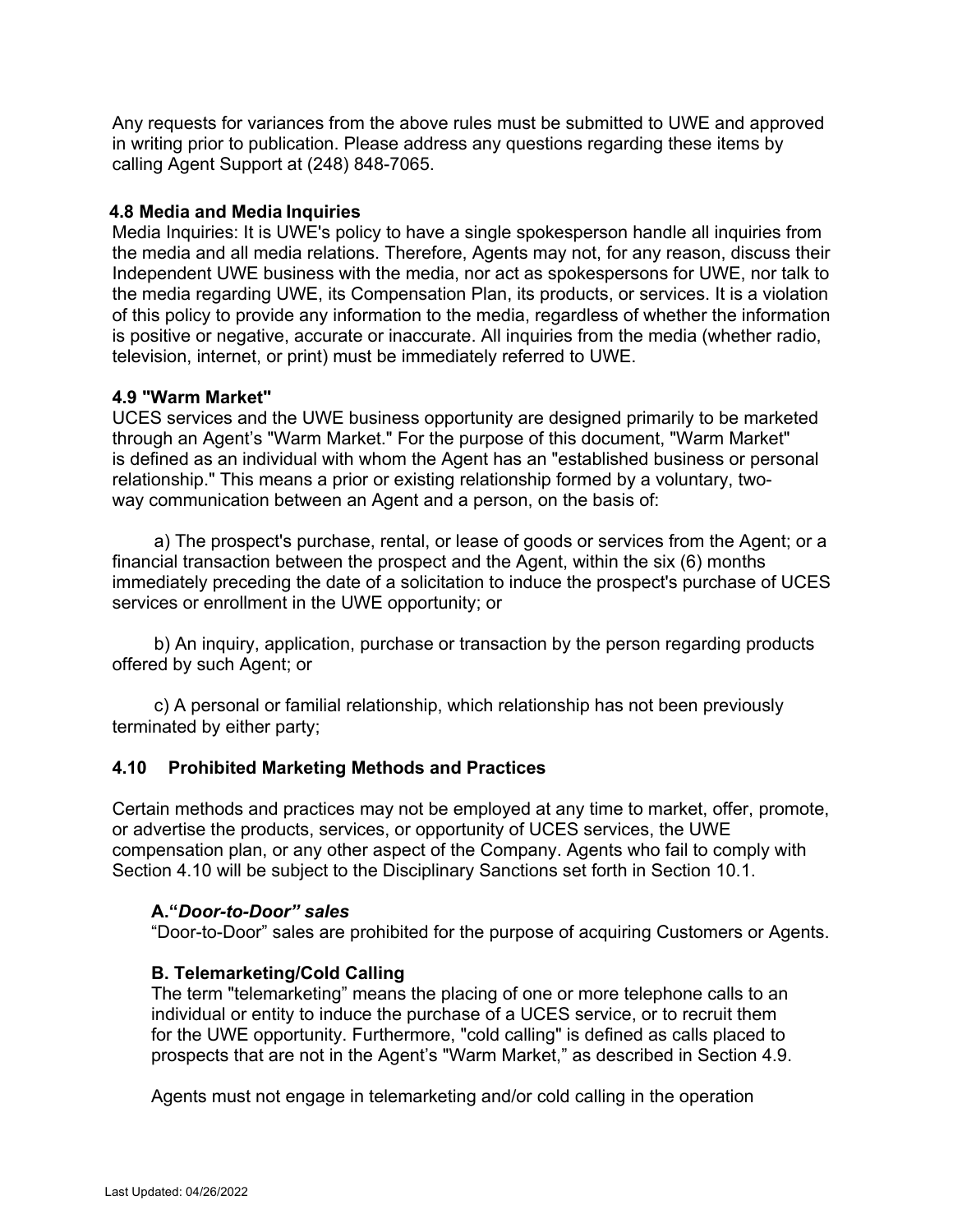Any requests for variances from the above rules must be submitted to UWE and approved in writing prior to publication. Please address any questions regarding these items by calling Agent Support at (248) 848-7065.

**4.8 Media and Media Inquiries**

Media Inquiries: It is UWE's policy to have a single spokesperson handle all inquiries from the media and all media relations. Therefore, Agents may not, for any reason, discuss their Independent UWE business with the media, nor act as spokespersons for UWE, nor talk to the media regarding UWE, its Compensation Plan, its products, or services. It is a violation of this policy to provide any information to the media, regardless of whether the information is positive or negative, accurate or inaccurate. All inquiries from the media (whether radio, television, internet, or print) must be immediately referred to UWE.

**4.9 "Warm Market"**

UCES services and the UWE business opportunity are designed primarily to be marketed through an Agent's "Warm Market." For the purpose of this document, "Warm Market" is defined as an individual with whom the Agent has an "established business or personal relationship." This means a prior or existing relationship formed by a voluntary, two-way communication between an Agent and a person, on the basis of:

a) The prospect's purchase, rental, or lease of goods or services from the Agent; or a financial transaction between the prospect and the Agent, within the six (6) months immediately preceding the date of a solicitation to induce the prospect's purchase of UCES services or enrollment in the UWE opportunity; or

b) An inquiry, application, purchase or transaction by the person regarding products offered by such Agent; or

c) A personal or familial relationship, which relationship has not been previously terminated by either party;

**4.10 Prohibited Marketing Methods and Practices**

Certain methods and practices may not be employed at any time to market, offer, promote, or advertise the products, services, or opportunity of UCES services, the UWE compensation plan, or any other aspect of the Company. Agents who fail to comply with Section 4.10 will be subject to the Disciplinary Sanctions set forth in Section 10.1.

**A.*"Door-to-Door" sales***

"Door-to-Door" sales are prohibited for the purpose of acquiring Customers or Agents.

**B. Telemarketing/Cold Calling**

The term "telemarketing" means the placing of one or more telephone calls to an individual or entity to induce the purchase of a UCES service, or to recruit them for the UWE opportunity. Furthermore, "cold calling" is defined as calls placed to prospects that are not in the Agent's "Warm Market," as described in Section 4.9.

Agents must not engage in telemarketing and/or cold calling in the operation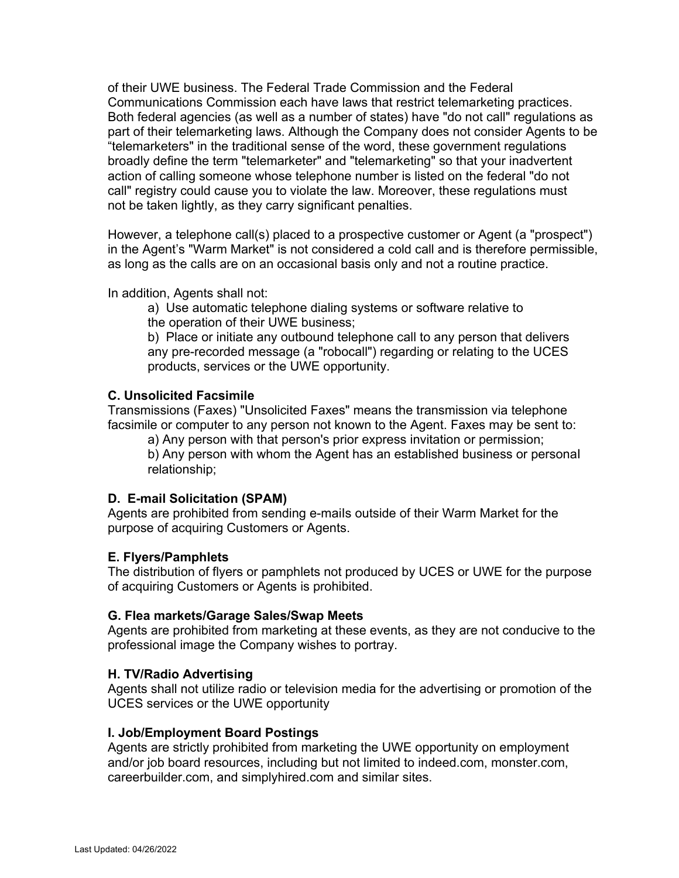of their UWE business. The Federal Trade Commission and the Federal Communications Commission each have laws that restrict telemarketing practices. Both federal agencies (as well as a number of states) have "do not call" regulations as part of their telemarketing laws. Although the Company does not consider Agents to be “telemarketers" in the traditional sense of the word, these government regulations broadly define the term "telemarketer" and "telemarketing" so that your inadvertent action of calling someone whose telephone number is listed on the federal "do not call" registry could cause you to violate the law. Moreover, these regulations must not be taken lightly, as they carry significant penalties.

However, a telephone call(s) placed to a prospective customer or Agent (a "prospect") in the Agent’s "Warm Market" is not considered a cold call and is therefore permissible, as long as the calls are on an occasional basis only and not a routine practice.

In addition, Agents shall not:

a) Use automatic telephone dialing systems or software relative to the operation of their UWE business;

b) Place or initiate any outbound telephone call to any person that delivers any pre-recorded message (a "robocall") regarding or relating to the UCES products, services or the UWE opportunity.

**C. Unsolicited Facsimile**

Transmissions (Faxes) "Unsolicited Faxes" means the transmission via telephone facsimile or computer to any person not known to the Agent. Faxes may be sent to:

a) Any person with that person's prior express invitation or permission;

b) Any person with whom the Agent has an established business or personal relationship;

**D. E-mail Solicitation (SPAM)**

Agents are prohibited from sending e-mails outside of their Warm Market for the purpose of acquiring Customers or Agents.

**E. Flyers/Pamphlets**

The distribution of flyers or pamphlets not produced by UCES or UWE for the purpose of acquiring Customers or Agents is prohibited.

**G. Flea markets/Garage Sales/Swap Meets**

Agents are prohibited from marketing at these events, as they are not conducive to the professional image the Company wishes to portray.

**H. TV/Radio Advertising**

Agents shall not utilize radio or television media for the advertising or promotion of the UCES services or the UWE opportunity

**I. Job/Employment Board Postings**

Agents are strictly prohibited from marketing the UWE opportunity on employment and/or job board resources, including but not limited to indeed.com, monster.com, careerbuilder.com, and simplyhired.com and similar sites.

Last Updated: 04/26/2022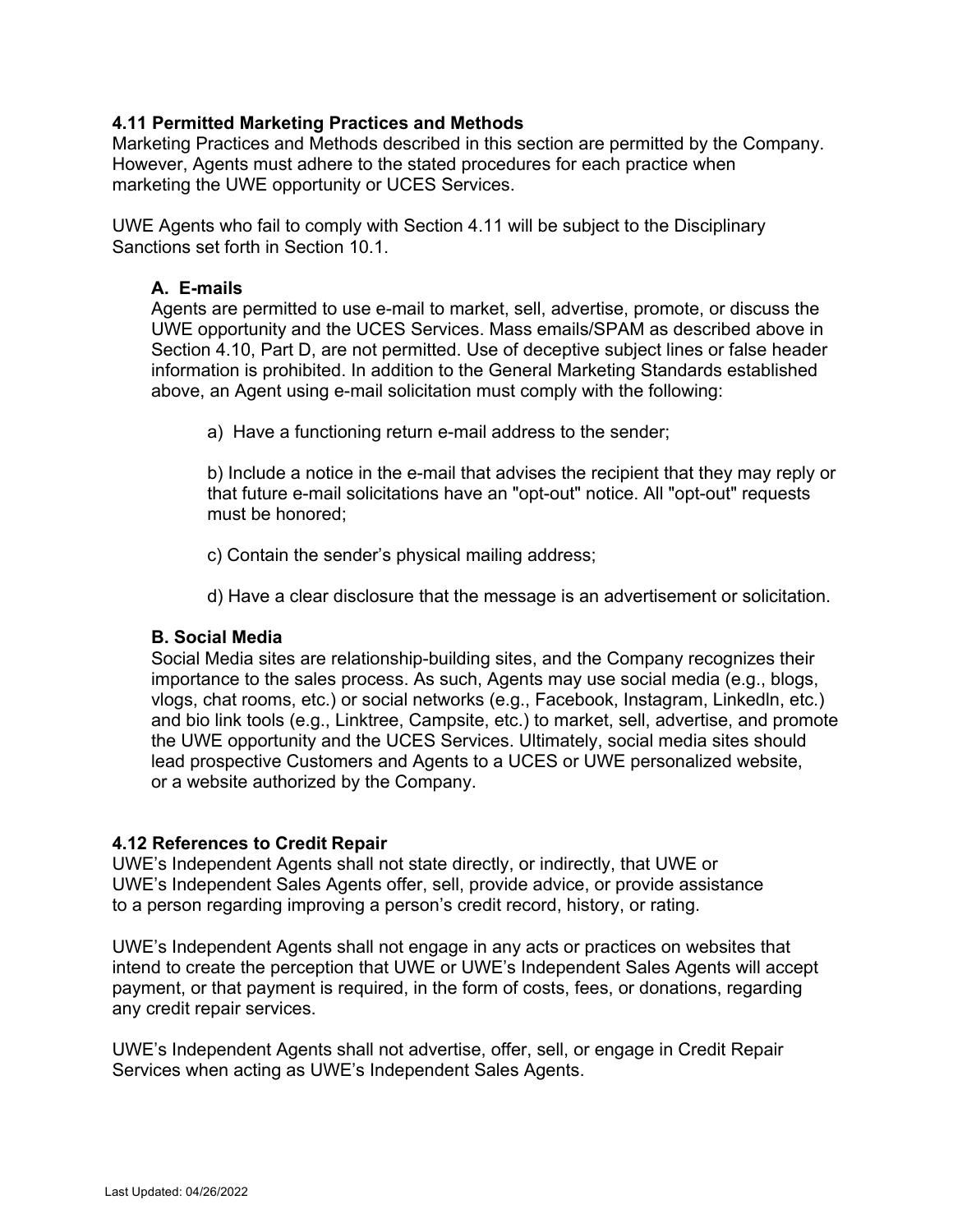### 4.11 Permitted Marketing Practices and Methods

Marketing Practices and Methods described in this section are permitted by the Company. However, Agents must adhere to the stated procedures for each practice when marketing the UWE opportunity or UCES Services.

UWE Agents who fail to comply with Section 4.11 will be subject to the Disciplinary Sanctions set forth in Section 10.1.

#### A. E-mails

Agents are permitted to use e-mail to market, sell, advertise, promote, or discuss the UWE opportunity and the UCES Services. Mass emails/SPAM as described above in Section 4.10, Part D, are not permitted. Use of deceptive subject lines or false header information is prohibited. In addition to the General Marketing Standards established above, an Agent using e-mail solicitation must comply with the following:

a) Have a functioning return e-mail address to the sender;

b) Include a notice in the e-mail that advises the recipient that they may reply or that future e-mail solicitations have an "opt-out" notice. All "opt-out" requests must be honored;

c) Contain the sender's physical mailing address;

d) Have a clear disclosure that the message is an advertisement or solicitation.

#### B. Social Media

Social Media sites are relationship-building sites, and the Company recognizes their importance to the sales process. As such, Agents may use social media (e.g., blogs, vlogs, chat rooms, etc.) or social networks (e.g., Facebook, Instagram, Linkedln, etc.) and bio link tools (e.g., Linktree, Campsite, etc.) to market, sell, advertise, and promote the UWE opportunity and the UCES Services. Ultimately, social media sites should lead prospective Customers and Agents to a UCES or UWE personalized website, or a website authorized by the Company.

### 4.12 References to Credit Repair

UWE's Independent Agents shall not state directly, or indirectly, that UWE or UWE's Independent Sales Agents offer, sell, provide advice, or provide assistance to a person regarding improving a person's credit record, history, or rating.

UWE's Independent Agents shall not engage in any acts or practices on websites that intend to create the perception that UWE or UWE's Independent Sales Agents will accept payment, or that payment is required, in the form of costs, fees, or donations, regarding any credit repair services.

UWE's Independent Agents shall not advertise, offer, sell, or engage in Credit Repair Services when acting as UWE's Independent Sales Agents.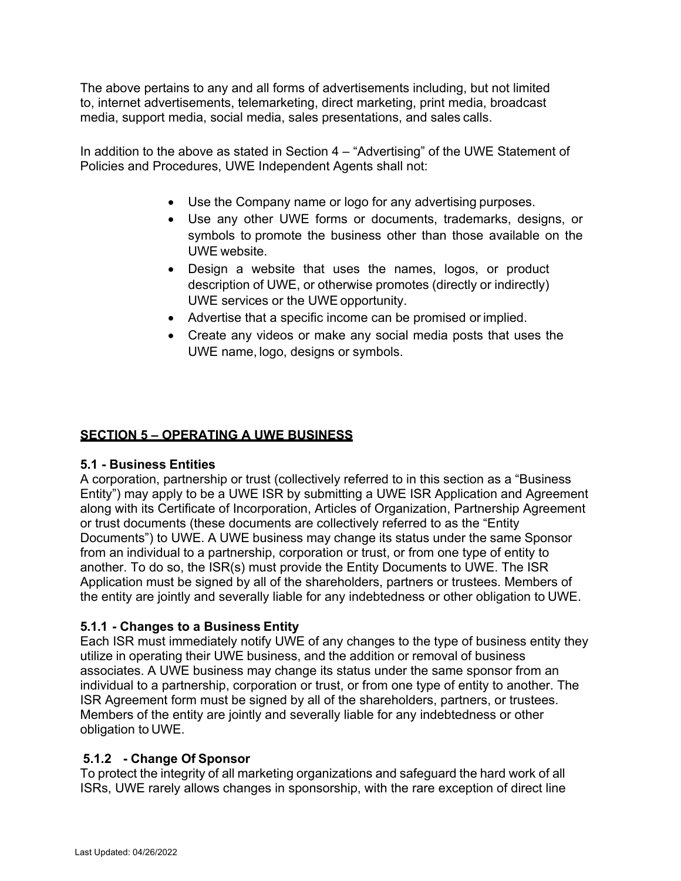The above pertains to any and all forms of advertisements including, but not limited to, internet advertisements, telemarketing, direct marketing, print media, broadcast media, support media, social media, sales presentations, and sales calls.

In addition to the above as stated in Section 4 – "Advertising" of the UWE Statement of Policies and Procedures, UWE Independent Agents shall not:

- Use the Company name or logo for any advertising purposes.
- Use any other UWE forms or documents, trademarks, designs, or symbols to promote the business other than those available on the UWE website.
- Design a website that uses the names, logos, or product description of UWE, or otherwise promotes (directly or indirectly) UWE services or the UWE opportunity.
- Advertise that a specific income can be promised or implied.
- Create any videos or make any social media posts that uses the UWE name, logo, designs or symbols.

## SECTION 5 – OPERATING A UWE BUSINESS

### 5.1 - Business Entities

A corporation, partnership or trust (collectively referred to in this section as a "Business Entity") may apply to be a UWE ISR by submitting a UWE ISR Application and Agreement along with its Certificate of Incorporation, Articles of Organization, Partnership Agreement or trust documents (these documents are collectively referred to as the "Entity Documents") to UWE. A UWE business may change its status under the same Sponsor from an individual to a partnership, corporation or trust, or from one type of entity to another. To do so, the ISR(s) must provide the Entity Documents to UWE. The ISR Application must be signed by all of the shareholders, partners or trustees. Members of the entity are jointly and severally liable for any indebtedness or other obligation to UWE.

### 5.1.1 - Changes to a Business Entity

Each ISR must immediately notify UWE of any changes to the type of business entity they utilize in operating their UWE business, and the addition or removal of business associates. A UWE business may change its status under the same sponsor from an individual to a partnership, corporation or trust, or from one type of entity to another. The ISR Agreement form must be signed by all of the shareholders, partners, or trustees. Members of the entity are jointly and severally liable for any indebtedness or other obligation to UWE.

### 5.1.2 - Change Of Sponsor

To protect the integrity of all marketing organizations and safeguard the hard work of all ISRs, UWE rarely allows changes in sponsorship, with the rare exception of direct line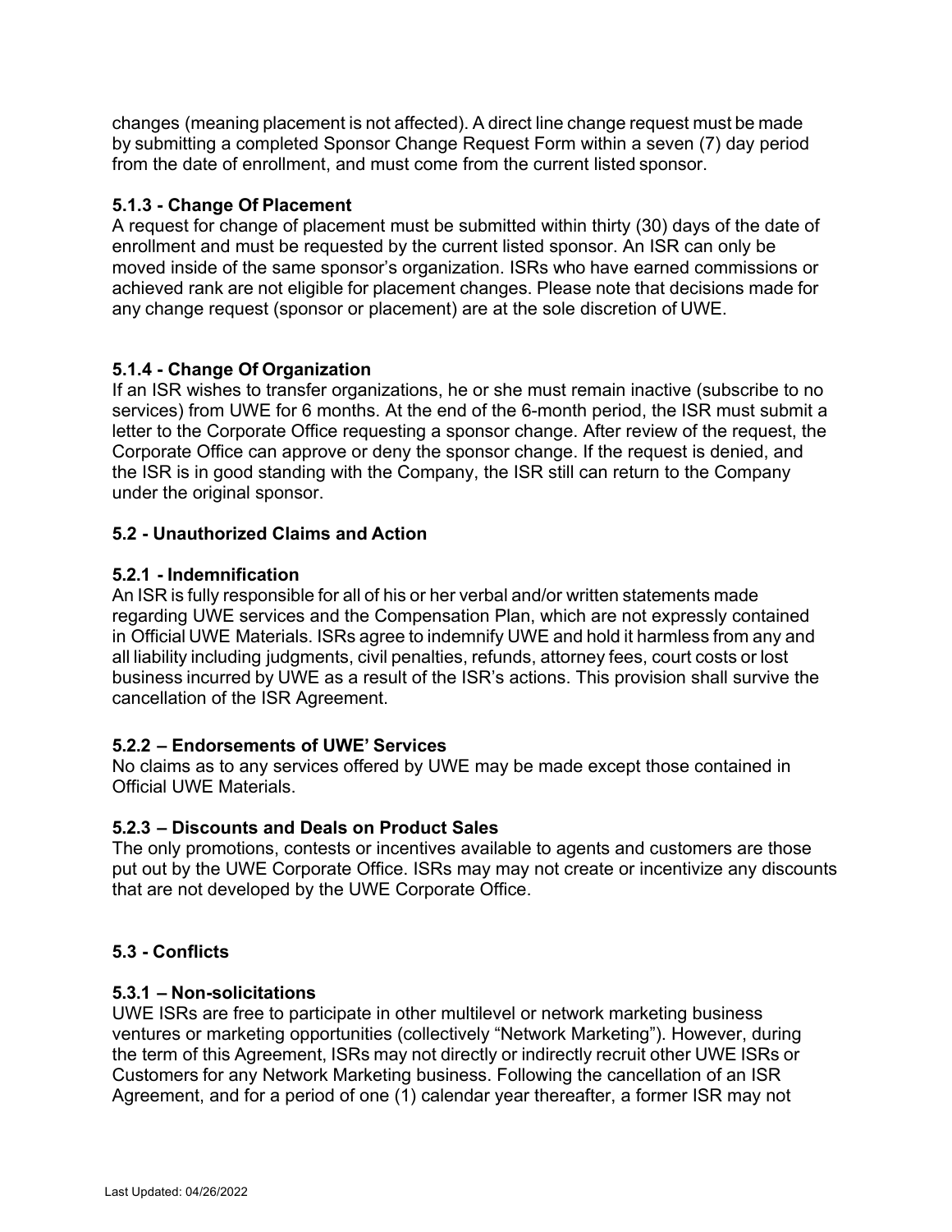changes (meaning placement is not affected). A direct line change request must be made by submitting a completed Sponsor Change Request Form within a seven (7) day period from the date of enrollment, and must come from the current listed sponsor.

**5.1.3 - Change Of Placement**

A request for change of placement must be submitted within thirty (30) days of the date of enrollment and must be requested by the current listed sponsor. An ISR can only be moved inside of the same sponsor's organization. ISRs who have earned commissions or achieved rank are not eligible for placement changes. Please note that decisions made for any change request (sponsor or placement) are at the sole discretion of UWE.

**5.1.4 - Change Of Organization**

If an ISR wishes to transfer organizations, he or she must remain inactive (subscribe to no services) from UWE for 6 months. At the end of the 6-month period, the ISR must submit a letter to the Corporate Office requesting a sponsor change. After review of the request, the Corporate Office can approve or deny the sponsor change. If the request is denied, and the ISR is in good standing with the Company, the ISR still can return to the Company under the original sponsor.

**5.2 - Unauthorized Claims and Action**

**5.2.1 - Indemnification**

An ISR is fully responsible for all of his or her verbal and/or written statements made regarding UWE services and the Compensation Plan, which are not expressly contained in Official UWE Materials. ISRs agree to indemnify UWE and hold it harmless from any and all liability including judgments, civil penalties, refunds, attorney fees, court costs or lost business incurred by UWE as a result of the ISR's actions. This provision shall survive the cancellation of the ISR Agreement.

**5.2.2 – Endorsements of UWE' Services**

No claims as to any services offered by UWE may be made except those contained in Official UWE Materials.

**5.2.3 – Discounts and Deals on Product Sales**

The only promotions, contests or incentives available to agents and customers are those put out by the UWE Corporate Office. ISRs may may not create or incentivize any discounts that are not developed by the UWE Corporate Office.

**5.3 - Conflicts**

**5.3.1 – Non-solicitations**

UWE ISRs are free to participate in other multilevel or network marketing business ventures or marketing opportunities (collectively "Network Marketing"). However, during the term of this Agreement, ISRs may not directly or indirectly recruit other UWE ISRs or Customers for any Network Marketing business. Following the cancellation of an ISR Agreement, and for a period of one (1) calendar year thereafter, a former ISR may not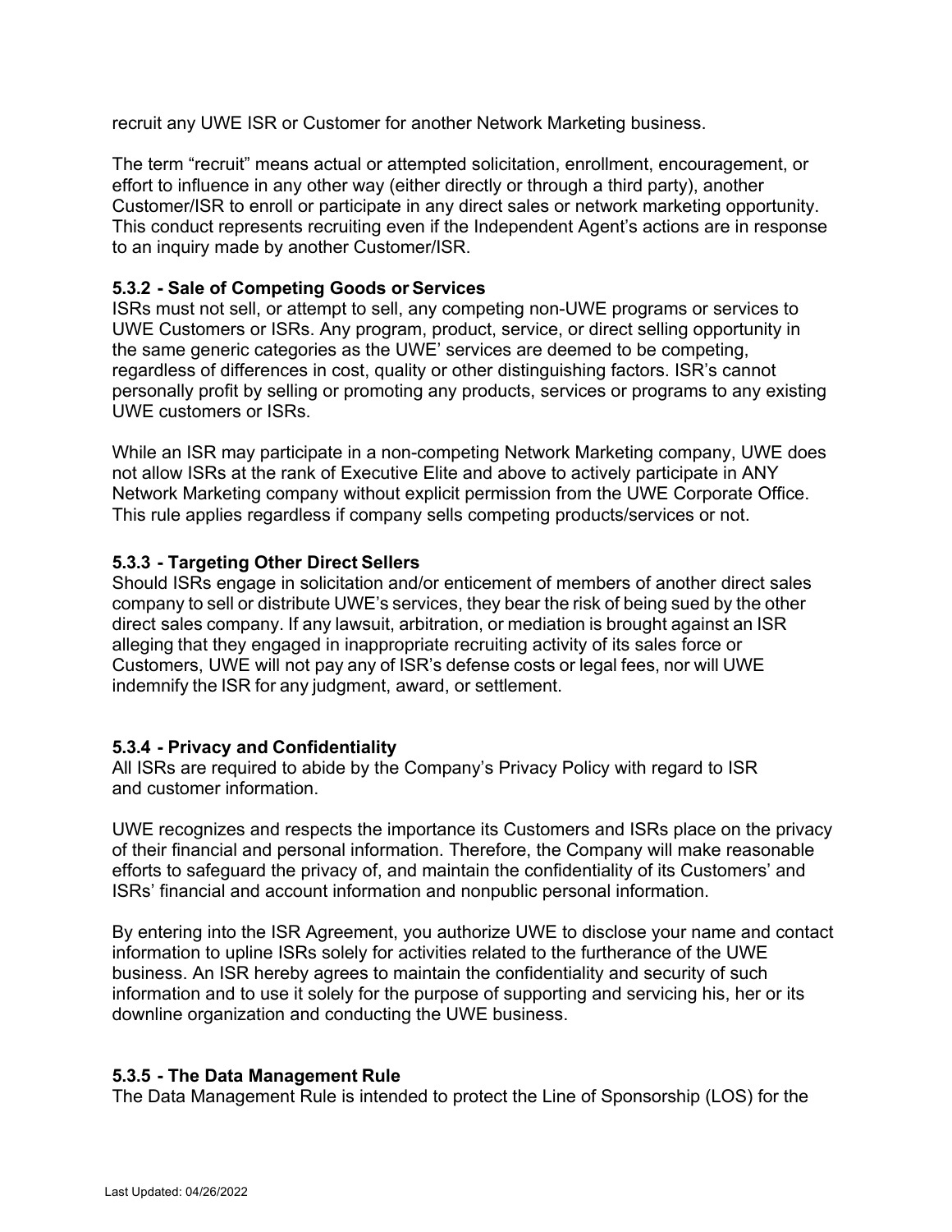recruit any UWE ISR or Customer for another Network Marketing business.

The term “recruit” means actual or attempted solicitation, enrollment, encouragement, or effort to influence in any other way (either directly or through a third party), another Customer/ISR to enroll or participate in any direct sales or network marketing opportunity. This conduct represents recruiting even if the Independent Agent’s actions are in response to an inquiry made by another Customer/ISR.

#### 5.3.2 - Sale of Competing Goods or Services

ISRs must not sell, or attempt to sell, any competing non-UWE programs or services to UWE Customers or ISRs. Any program, product, service, or direct selling opportunity in the same generic categories as the UWE’ services are deemed to be competing, regardless of differences in cost, quality or other distinguishing factors. ISR’s cannot personally profit by selling or promoting any products, services or programs to any existing UWE customers or ISRs.

While an ISR may participate in a non-competing Network Marketing company, UWE does not allow ISRs at the rank of Executive Elite and above to actively participate in ANY Network Marketing company without explicit permission from the UWE Corporate Office. This rule applies regardless if company sells competing products/services or not.

#### 5.3.3 - Targeting Other Direct Sellers

Should ISRs engage in solicitation and/or enticement of members of another direct sales company to sell or distribute UWE’s services, they bear the risk of being sued by the other direct sales company. If any lawsuit, arbitration, or mediation is brought against an ISR alleging that they engaged in inappropriate recruiting activity of its sales force or Customers, UWE will not pay any of ISR’s defense costs or legal fees, nor will UWE indemnify the ISR for any judgment, award, or settlement.

#### 5.3.4 - Privacy and Confidentiality

All ISRs are required to abide by the Company’s Privacy Policy with regard to ISR and customer information.

UWE recognizes and respects the importance its Customers and ISRs place on the privacy of their financial and personal information. Therefore, the Company will make reasonable efforts to safeguard the privacy of, and maintain the confidentiality of its Customers’ and ISRs’ financial and account information and nonpublic personal information.

By entering into the ISR Agreement, you authorize UWE to disclose your name and contact information to upline ISRs solely for activities related to the furtherance of the UWE business. An ISR hereby agrees to maintain the confidentiality and security of such information and to use it solely for the purpose of supporting and servicing his, her or its downline organization and conducting the UWE business.

#### 5.3.5 - The Data Management Rule

The Data Management Rule is intended to protect the Line of Sponsorship (LOS) for the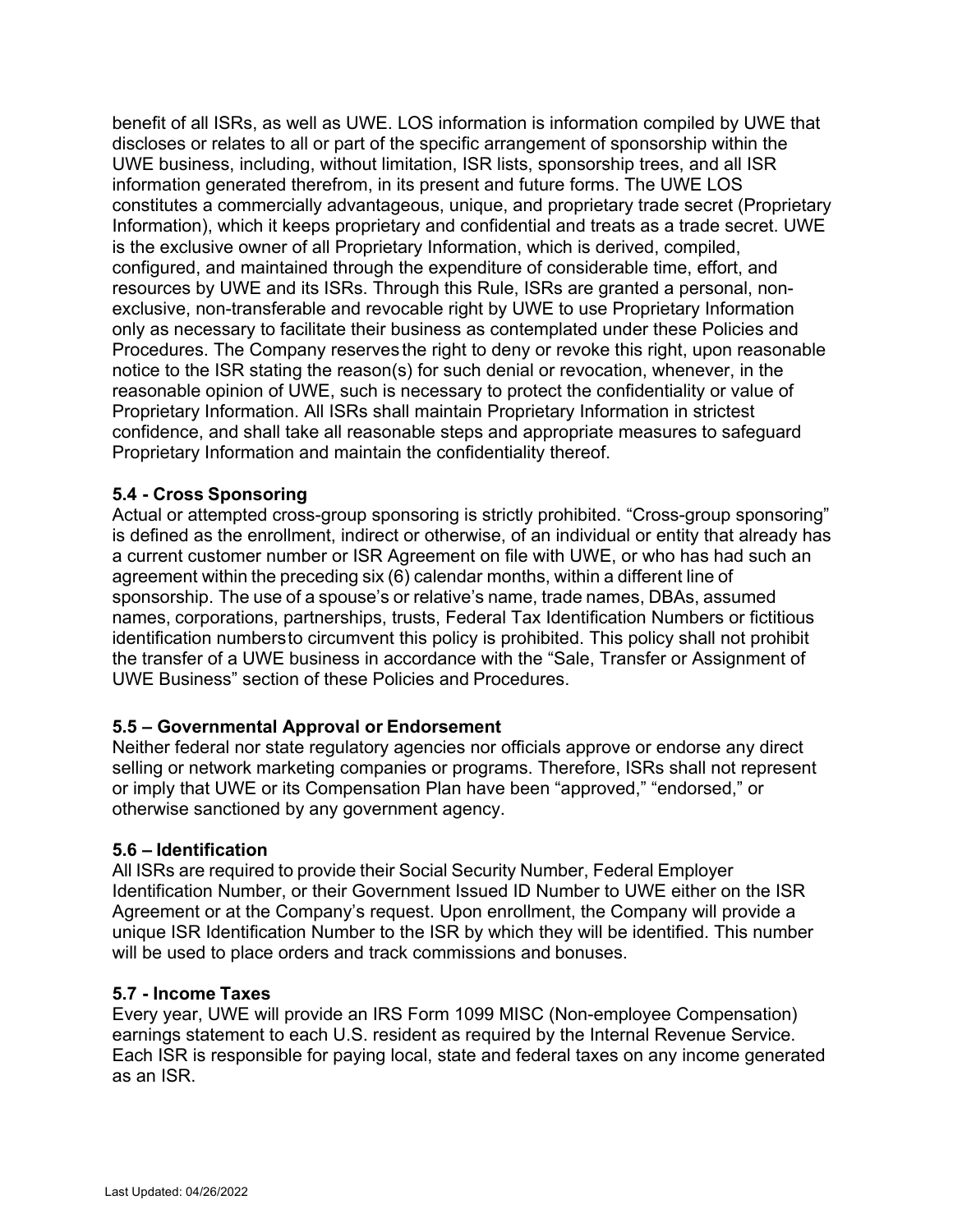benefit of all ISRs, as well as UWE. LOS information is information compiled by UWE that discloses or relates to all or part of the specific arrangement of sponsorship within the UWE business, including, without limitation, ISR lists, sponsorship trees, and all ISR information generated therefrom, in its present and future forms. The UWE LOS constitutes a commercially advantageous, unique, and proprietary trade secret (Proprietary Information), which it keeps proprietary and confidential and treats as a trade secret. UWE is the exclusive owner of all Proprietary Information, which is derived, compiled, configured, and maintained through the expenditure of considerable time, effort, and resources by UWE and its ISRs. Through this Rule, ISRs are granted a personal, non-exclusive, non-transferable and revocable right by UWE to use Proprietary Information only as necessary to facilitate their business as contemplated under these Policies and Procedures. The Company reserves the right to deny or revoke this right, upon reasonable notice to the ISR stating the reason(s) for such denial or revocation, whenever, in the reasonable opinion of UWE, such is necessary to protect the confidentiality or value of Proprietary Information. All ISRs shall maintain Proprietary Information in strictest confidence, and shall take all reasonable steps and appropriate measures to safeguard Proprietary Information and maintain the confidentiality thereof.

**5.4 - Cross Sponsoring**

Actual or attempted cross-group sponsoring is strictly prohibited. "Cross-group sponsoring" is defined as the enrollment, indirect or otherwise, of an individual or entity that already has a current customer number or ISR Agreement on file with UWE, or who has had such an agreement within the preceding six (6) calendar months, within a different line of sponsorship. The use of a spouse's or relative's name, trade names, DBAs, assumed names, corporations, partnerships, trusts, Federal Tax Identification Numbers or fictitious identification numbers to circumvent this policy is prohibited. This policy shall not prohibit the transfer of a UWE business in accordance with the "Sale, Transfer or Assignment of UWE Business" section of these Policies and Procedures.

**5.5 – Governmental Approval or Endorsement**

Neither federal nor state regulatory agencies nor officials approve or endorse any direct selling or network marketing companies or programs. Therefore, ISRs shall not represent or imply that UWE or its Compensation Plan have been "approved," "endorsed," or otherwise sanctioned by any government agency.

**5.6 – Identification**

All ISRs are required to provide their Social Security Number, Federal Employer Identification Number, or their Government Issued ID Number to UWE either on the ISR Agreement or at the Company's request. Upon enrollment, the Company will provide a unique ISR Identification Number to the ISR by which they will be identified. This number will be used to place orders and track commissions and bonuses.

**5.7 - Income Taxes**

Every year, UWE will provide an IRS Form 1099 MISC (Non-employee Compensation) earnings statement to each U.S. resident as required by the Internal Revenue Service. Each ISR is responsible for paying local, state and federal taxes on any income generated as an ISR.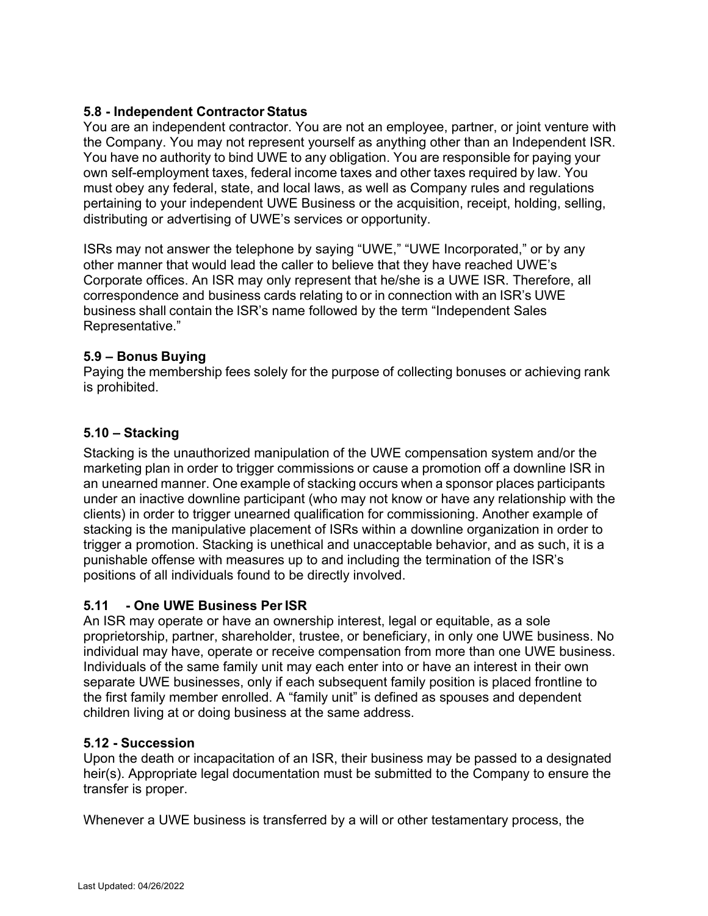**5.8 - Independent Contractor Status**

You are an independent contractor. You are not an employee, partner, or joint venture with the Company. You may not represent yourself as anything other than an Independent ISR. You have no authority to bind UWE to any obligation. You are responsible for paying your own self-employment taxes, federal income taxes and other taxes required by law. You must obey any federal, state, and local laws, as well as Company rules and regulations pertaining to your independent UWE Business or the acquisition, receipt, holding, selling, distributing or advertising of UWE's services or opportunity.

ISRs may not answer the telephone by saying "UWE," "UWE Incorporated," or by any other manner that would lead the caller to believe that they have reached UWE's Corporate offices. An ISR may only represent that he/she is a UWE ISR. Therefore, all correspondence and business cards relating to or in connection with an ISR's UWE business shall contain the ISR's name followed by the term "Independent Sales Representative."

**5.9 – Bonus Buying**

Paying the membership fees solely for the purpose of collecting bonuses or achieving rank is prohibited.

**5.10 – Stacking**

Stacking is the unauthorized manipulation of the UWE compensation system and/or the marketing plan in order to trigger commissions or cause a promotion off a downline ISR in an unearned manner. One example of stacking occurs when a sponsor places participants under an inactive downline participant (who may not know or have any relationship with the clients) in order to trigger unearned qualification for commissioning. Another example of stacking is the manipulative placement of ISRs within a downline organization in order to trigger a promotion. Stacking is unethical and unacceptable behavior, and as such, it is a punishable offense with measures up to and including the termination of the ISR's positions of all individuals found to be directly involved.

**5.11 - One UWE Business Per ISR**

An ISR may operate or have an ownership interest, legal or equitable, as a sole proprietorship, partner, shareholder, trustee, or beneficiary, in only one UWE business. No individual may have, operate or receive compensation from more than one UWE business. Individuals of the same family unit may each enter into or have an interest in their own separate UWE businesses, only if each subsequent family position is placed frontline to the first family member enrolled. A "family unit" is defined as spouses and dependent children living at or doing business at the same address.

**5.12 - Succession**

Upon the death or incapacitation of an ISR, their business may be passed to a designated heir(s). Appropriate legal documentation must be submitted to the Company to ensure the transfer is proper.

Whenever a UWE business is transferred by a will or other testamentary process, the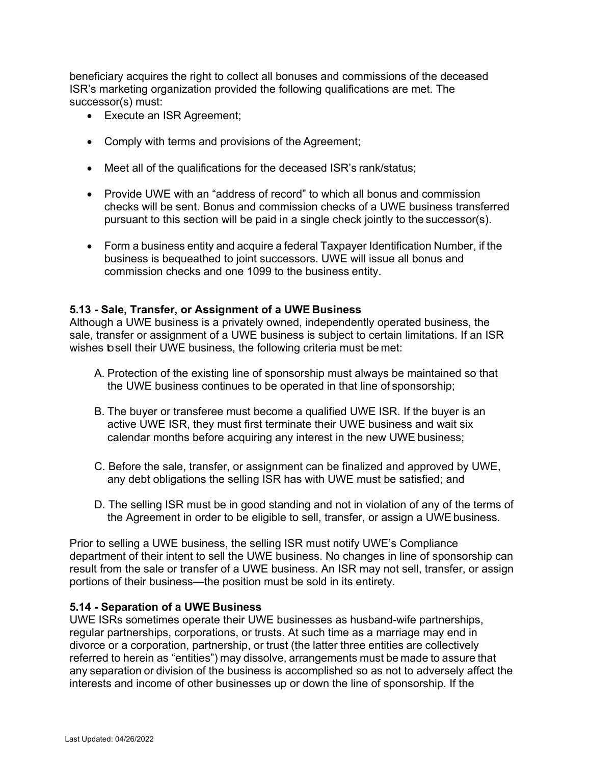beneficiary acquires the right to collect all bonuses and commissions of the deceased ISR's marketing organization provided the following qualifications are met. The successor(s) must:

- Execute an ISR Agreement;
- Comply with terms and provisions of the Agreement;
- Meet all of the qualifications for the deceased ISR's rank/status;
- Provide UWE with an "address of record" to which all bonus and commission checks will be sent. Bonus and commission checks of a UWE business transferred pursuant to this section will be paid in a single check jointly to the successor(s).
- Form a business entity and acquire a federal Taxpayer Identification Number, if the business is bequeathed to joint successors. UWE will issue all bonus and commission checks and one 1099 to the business entity.

**5.13 - Sale, Transfer, or Assignment of a UWE Business**

Although a UWE business is a privately owned, independently operated business, the sale, transfer or assignment of a UWE business is subject to certain limitations. If an ISR wishes to sell their UWE business, the following criteria must be met:

A. Protection of the existing line of sponsorship must always be maintained so that the UWE business continues to be operated in that line of sponsorship;

B. The buyer or transferee must become a qualified UWE ISR. If the buyer is an active UWE ISR, they must first terminate their UWE business and wait six calendar months before acquiring any interest in the new UWE business;

C. Before the sale, transfer, or assignment can be finalized and approved by UWE, any debt obligations the selling ISR has with UWE must be satisfied; and

D. The selling ISR must be in good standing and not in violation of any of the terms of the Agreement in order to be eligible to sell, transfer, or assign a UWE business.

Prior to selling a UWE business, the selling ISR must notify UWE's Compliance department of their intent to sell the UWE business. No changes in line of sponsorship can result from the sale or transfer of a UWE business. An ISR may not sell, transfer, or assign portions of their business—the position must be sold in its entirety.

**5.14 - Separation of a UWE Business**

UWE ISRs sometimes operate their UWE businesses as husband-wife partnerships, regular partnerships, corporations, or trusts. At such time as a marriage may end in divorce or a corporation, partnership, or trust (the latter three entities are collectively referred to herein as "entities") may dissolve, arrangements must be made to assure that any separation or division of the business is accomplished so as not to adversely affect the interests and income of other businesses up or down the line of sponsorship. If the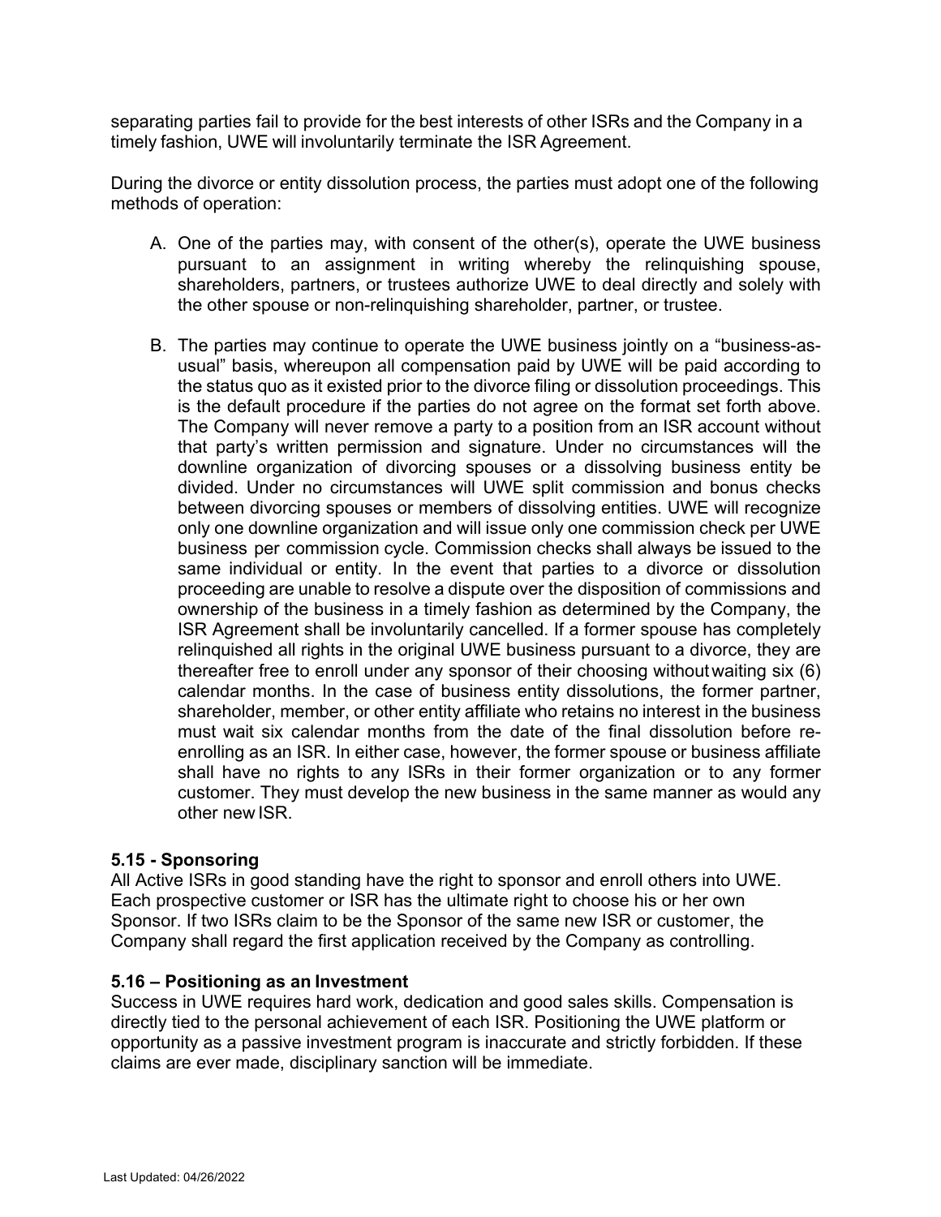separating parties fail to provide for the best interests of other ISRs and the Company in a timely fashion, UWE will involuntarily terminate the ISR Agreement.

During the divorce or entity dissolution process, the parties must adopt one of the following methods of operation:

A. One of the parties may, with consent of the other(s), operate the UWE business pursuant to an assignment in writing whereby the relinquishing spouse, shareholders, partners, or trustees authorize UWE to deal directly and solely with the other spouse or non-relinquishing shareholder, partner, or trustee.

B. The parties may continue to operate the UWE business jointly on a "business-as-usual" basis, whereupon all compensation paid by UWE will be paid according to the status quo as it existed prior to the divorce filing or dissolution proceedings. This is the default procedure if the parties do not agree on the format set forth above. The Company will never remove a party to a position from an ISR account without that party's written permission and signature. Under no circumstances will the downline organization of divorcing spouses or a dissolving business entity be divided. Under no circumstances will UWE split commission and bonus checks between divorcing spouses or members of dissolving entities. UWE will recognize only one downline organization and will issue only one commission check per UWE business per commission cycle. Commission checks shall always be issued to the same individual or entity. In the event that parties to a divorce or dissolution proceeding are unable to resolve a dispute over the disposition of commissions and ownership of the business in a timely fashion as determined by the Company, the ISR Agreement shall be involuntarily cancelled. If a former spouse has completely relinquished all rights in the original UWE business pursuant to a divorce, they are thereafter free to enroll under any sponsor of their choosing without waiting six (6) calendar months. In the case of business entity dissolutions, the former partner, shareholder, member, or other entity affiliate who retains no interest in the business must wait six calendar months from the date of the final dissolution before re-enrolling as an ISR. In either case, however, the former spouse or business affiliate shall have no rights to any ISRs in their former organization or to any former customer. They must develop the new business in the same manner as would any other new ISR.

**5.15 - Sponsoring**

All Active ISRs in good standing have the right to sponsor and enroll others into UWE. Each prospective customer or ISR has the ultimate right to choose his or her own Sponsor. If two ISRs claim to be the Sponsor of the same new ISR or customer, the Company shall regard the first application received by the Company as controlling.

**5.16 – Positioning as an Investment**

Success in UWE requires hard work, dedication and good sales skills. Compensation is directly tied to the personal achievement of each ISR. Positioning the UWE platform or opportunity as a passive investment program is inaccurate and strictly forbidden. If these claims are ever made, disciplinary sanction will be immediate.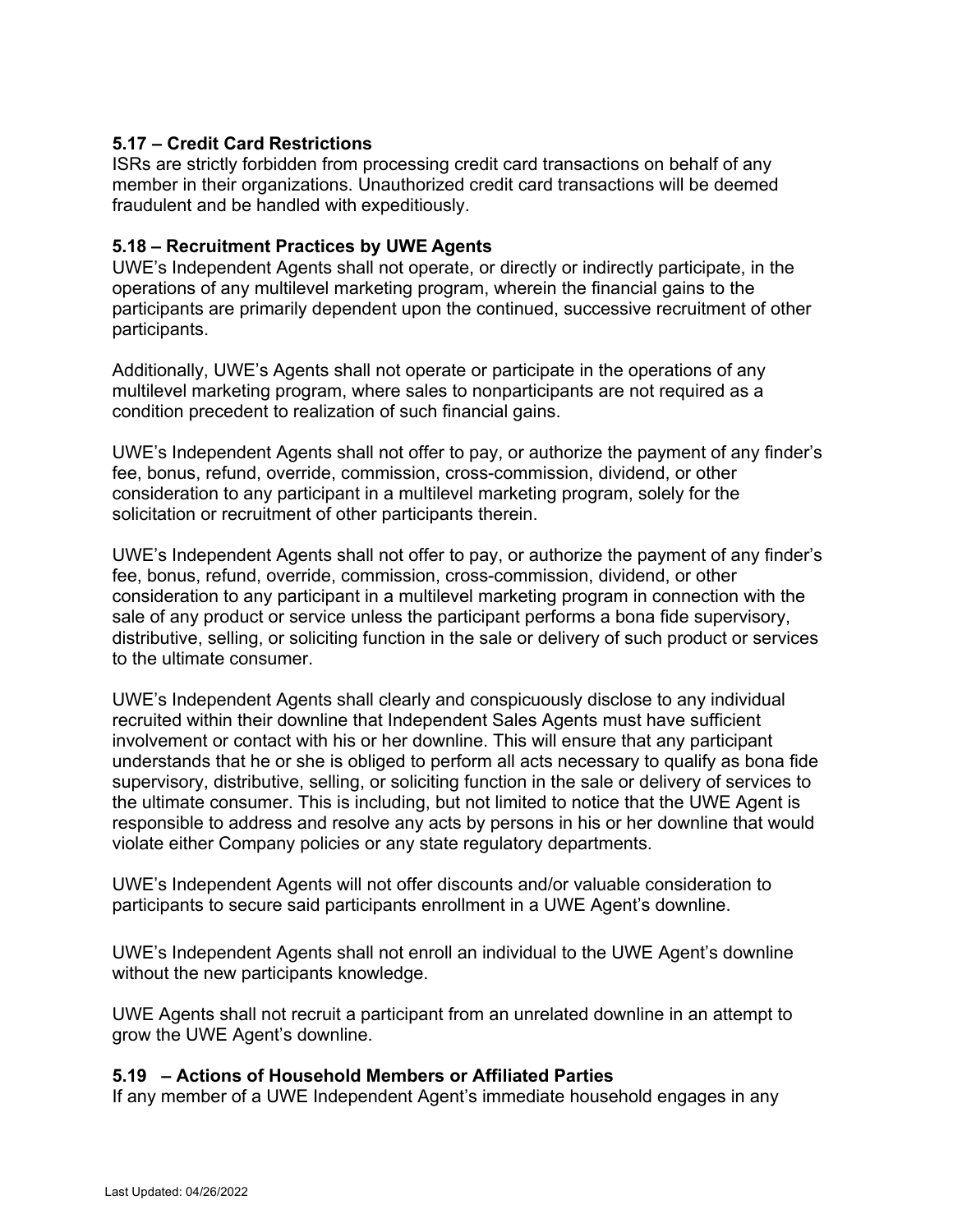### 5.17 – Credit Card Restrictions

ISRs are strictly forbidden from processing credit card transactions on behalf of any member in their organizations. Unauthorized credit card transactions will be deemed fraudulent and be handled with expeditiously.

### 5.18 – Recruitment Practices by UWE Agents

UWE's Independent Agents shall not operate, or directly or indirectly participate, in the operations of any multilevel marketing program, wherein the financial gains to the participants are primarily dependent upon the continued, successive recruitment of other participants.

Additionally, UWE's Agents shall not operate or participate in the operations of any multilevel marketing program, where sales to nonparticipants are not required as a condition precedent to realization of such financial gains.

UWE's Independent Agents shall not offer to pay, or authorize the payment of any finder's fee, bonus, refund, override, commission, cross-commission, dividend, or other consideration to any participant in a multilevel marketing program, solely for the solicitation or recruitment of other participants therein.

UWE's Independent Agents shall not offer to pay, or authorize the payment of any finder's fee, bonus, refund, override, commission, cross-commission, dividend, or other consideration to any participant in a multilevel marketing program in connection with the sale of any product or service unless the participant performs a bona fide supervisory, distributive, selling, or soliciting function in the sale or delivery of such product or services to the ultimate consumer.

UWE's Independent Agents shall clearly and conspicuously disclose to any individual recruited within their downline that Independent Sales Agents must have sufficient involvement or contact with his or her downline. This will ensure that any participant understands that he or she is obliged to perform all acts necessary to qualify as bona fide supervisory, distributive, selling, or soliciting function in the sale or delivery of services to the ultimate consumer. This is including, but not limited to notice that the UWE Agent is responsible to address and resolve any acts by persons in his or her downline that would violate either Company policies or any state regulatory departments.

UWE's Independent Agents will not offer discounts and/or valuable consideration to participants to secure said participants enrollment in a UWE Agent's downline.

UWE's Independent Agents shall not enroll an individual to the UWE Agent's downline without the new participants knowledge.

UWE Agents shall not recruit a participant from an unrelated downline in an attempt to grow the UWE Agent's downline.

### 5.19 – Actions of Household Members or Affiliated Parties

If any member of a UWE Independent Agent's immediate household engages in any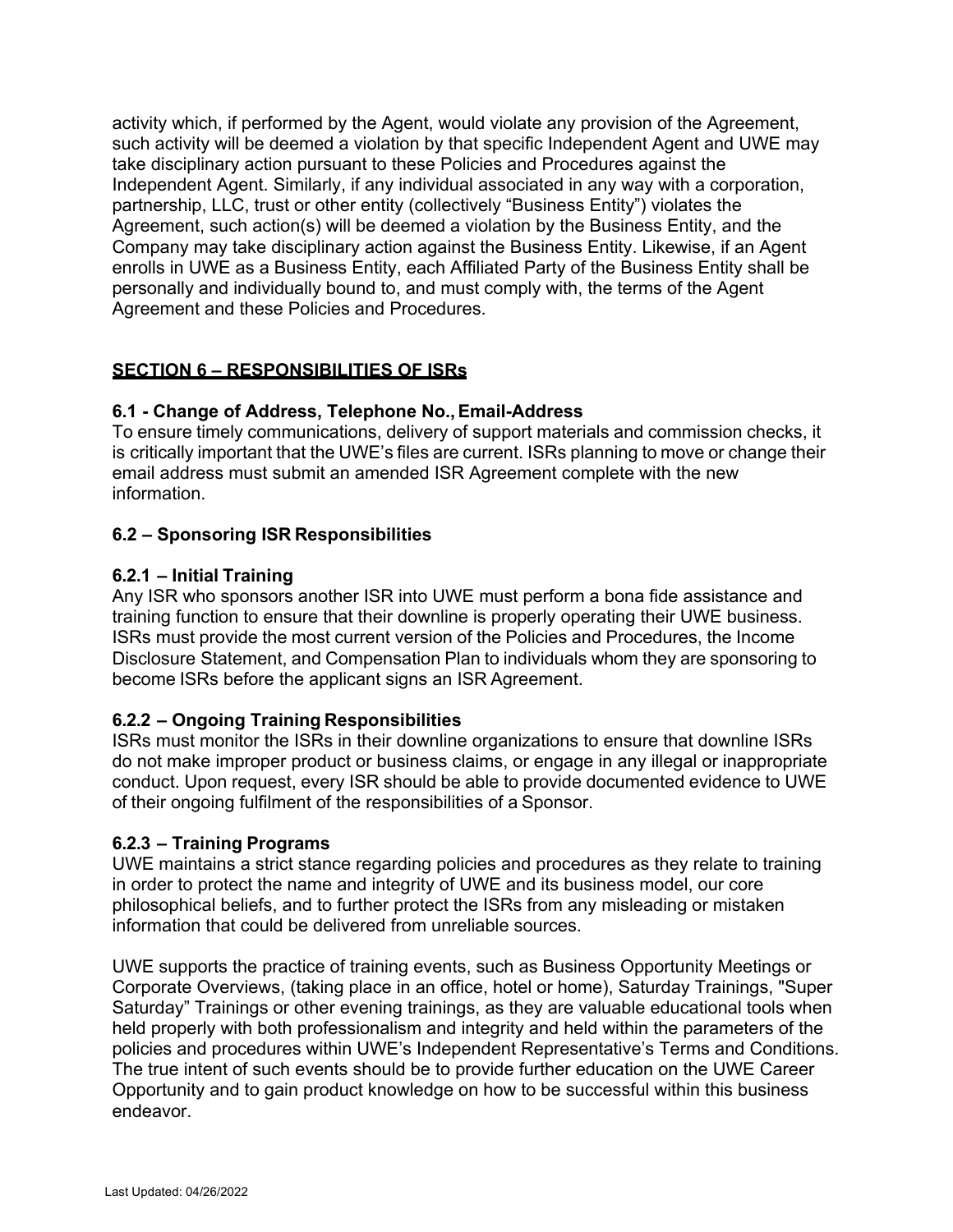activity which, if performed by the Agent, would violate any provision of the Agreement, such activity will be deemed a violation by that specific Independent Agent and UWE may take disciplinary action pursuant to these Policies and Procedures against the Independent Agent. Similarly, if any individual associated in any way with a corporation, partnership, LLC, trust or other entity (collectively "Business Entity") violates the Agreement, such action(s) will be deemed a violation by the Business Entity, and the Company may take disciplinary action against the Business Entity. Likewise, if an Agent enrolls in UWE as a Business Entity, each Affiliated Party of the Business Entity shall be personally and individually bound to, and must comply with, the terms of the Agent Agreement and these Policies and Procedures.

## SECTION 6 – RESPONSIBILITIES OF ISRs

### 6.1 - Change of Address, Telephone No., Email-Address

To ensure timely communications, delivery of support materials and commission checks, it is critically important that the UWE's files are current. ISRs planning to move or change their email address must submit an amended ISR Agreement complete with the new information.

### 6.2 – Sponsoring ISR Responsibilities

#### 6.2.1 – Initial Training

Any ISR who sponsors another ISR into UWE must perform a bona fide assistance and training function to ensure that their downline is properly operating their UWE business. ISRs must provide the most current version of the Policies and Procedures, the Income Disclosure Statement, and Compensation Plan to individuals whom they are sponsoring to become ISRs before the applicant signs an ISR Agreement.

#### 6.2.2 – Ongoing Training Responsibilities

ISRs must monitor the ISRs in their downline organizations to ensure that downline ISRs do not make improper product or business claims, or engage in any illegal or inappropriate conduct. Upon request, every ISR should be able to provide documented evidence to UWE of their ongoing fulfilment of the responsibilities of a Sponsor.

#### 6.2.3 – Training Programs

UWE maintains a strict stance regarding policies and procedures as they relate to training in order to protect the name and integrity of UWE and its business model, our core philosophical beliefs, and to further protect the ISRs from any misleading or mistaken information that could be delivered from unreliable sources.

UWE supports the practice of training events, such as Business Opportunity Meetings or Corporate Overviews, (taking place in an office, hotel or home), Saturday Trainings, "Super Saturday" Trainings or other evening trainings, as they are valuable educational tools when held properly with both professionalism and integrity and held within the parameters of the policies and procedures within UWE's Independent Representative's Terms and Conditions. The true intent of such events should be to provide further education on the UWE Career Opportunity and to gain product knowledge on how to be successful within this business endeavor.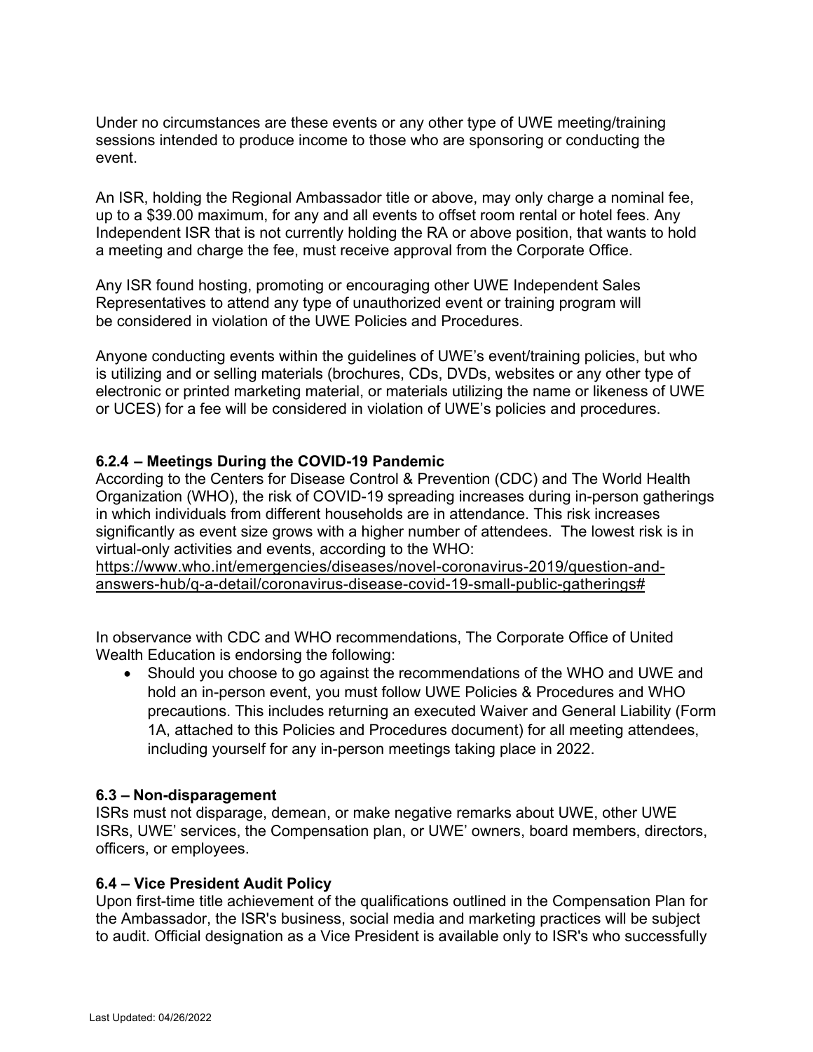Under no circumstances are these events or any other type of UWE meeting/training sessions intended to produce income to those who are sponsoring or conducting the event.

An ISR, holding the Regional Ambassador title or above, may only charge a nominal fee, up to a $39.00 maximum, for any and all events to offset room rental or hotel fees. Any Independent ISR that is not currently holding the RA or above position, that wants to hold a meeting and charge the fee, must receive approval from the Corporate Office.

Any ISR found hosting, promoting or encouraging other UWE Independent Sales Representatives to attend any type of unauthorized event or training program will be considered in violation of the UWE Policies and Procedures.

Anyone conducting events within the guidelines of UWE's event/training policies, but who is utilizing and or selling materials (brochures, CDs, DVDs, websites or any other type of electronic or printed marketing material, or materials utilizing the name or likeness of UWE or UCES) for a fee will be considered in violation of UWE's policies and procedures.

### 6.2.4 – Meetings During the COVID-19 Pandemic

According to the Centers for Disease Control & Prevention (CDC) and The World Health Organization (WHO), the risk of COVID-19 spreading increases during in-person gatherings in which individuals from different households are in attendance. This risk increases significantly as event size grows with a higher number of attendees. The lowest risk is in virtual-only activities and events, according to the WHO: https://www.who.int/emergencies/diseases/novel-coronavirus-2019/question-and-answers-hub/q-a-detail/coronavirus-disease-covid-19-small-public-gatherings#

In observance with CDC and WHO recommendations, The Corporate Office of United Wealth Education is endorsing the following:

- Should you choose to go against the recommendations of the WHO and UWE and hold an in-person event, you must follow UWE Policies & Procedures and WHO precautions. This includes returning an executed Waiver and General Liability (Form 1A, attached to this Policies and Procedures document) for all meeting attendees, including yourself for any in-person meetings taking place in 2022.

### 6.3 – Non-disparagement

ISRs must not disparage, demean, or make negative remarks about UWE, other UWE ISRs, UWE' services, the Compensation plan, or UWE' owners, board members, directors, officers, or employees.

### 6.4 – Vice President Audit Policy

Upon first-time title achievement of the qualifications outlined in the Compensation Plan for the Ambassador, the ISR's business, social media and marketing practices will be subject to audit. Official designation as a Vice President is available only to ISR's who successfully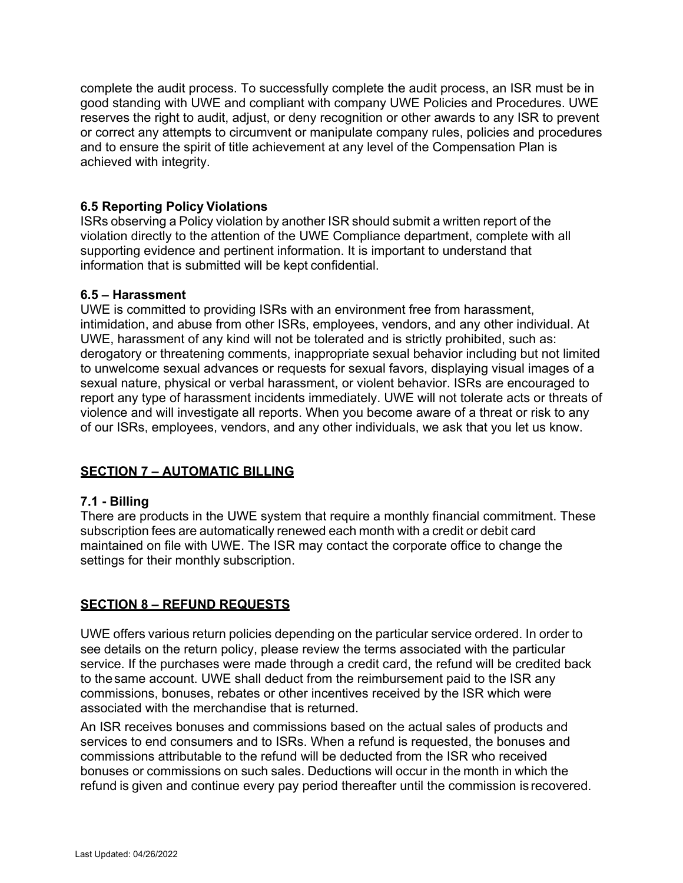complete the audit process. To successfully complete the audit process, an ISR must be in good standing with UWE and compliant with company UWE Policies and Procedures. UWE reserves the right to audit, adjust, or deny recognition or other awards to any ISR to prevent or correct any attempts to circumvent or manipulate company rules, policies and procedures and to ensure the spirit of title achievement at any level of the Compensation Plan is achieved with integrity.

### 6.5 Reporting Policy Violations

ISRs observing a Policy violation by another ISR should submit a written report of the violation directly to the attention of the UWE Compliance department, complete with all supporting evidence and pertinent information. It is important to understand that information that is submitted will be kept confidential.

### 6.5 – Harassment

UWE is committed to providing ISRs with an environment free from harassment, intimidation, and abuse from other ISRs, employees, vendors, and any other individual. At UWE, harassment of any kind will not be tolerated and is strictly prohibited, such as: derogatory or threatening comments, inappropriate sexual behavior including but not limited to unwelcome sexual advances or requests for sexual favors, displaying visual images of a sexual nature, physical or verbal harassment, or violent behavior. ISRs are encouraged to report any type of harassment incidents immediately. UWE will not tolerate acts or threats of violence and will investigate all reports. When you become aware of a threat or risk to any of our ISRs, employees, vendors, and any other individuals, we ask that you let us know.

## <u>SECTION 7 – AUTOMATIC BILLING</u>

### 7.1 - Billing

There are products in the UWE system that require a monthly financial commitment. These subscription fees are automatically renewed each month with a credit or debit card maintained on file with UWE. The ISR may contact the corporate office to change the settings for their monthly subscription.

## <u>SECTION 8 – REFUND REQUESTS</u>

UWE offers various return policies depending on the particular service ordered. In order to see details on the return policy, please review the terms associated with the particular service. If the purchases were made through a credit card, the refund will be credited back to the same account. UWE shall deduct from the reimbursement paid to the ISR any commissions, bonuses, rebates or other incentives received by the ISR which were associated with the merchandise that is returned.

An ISR receives bonuses and commissions based on the actual sales of products and services to end consumers and to ISRs. When a refund is requested, the bonuses and commissions attributable to the refund will be deducted from the ISR who received bonuses or commissions on such sales. Deductions will occur in the month in which the refund is given and continue every pay period thereafter until the commission is recovered.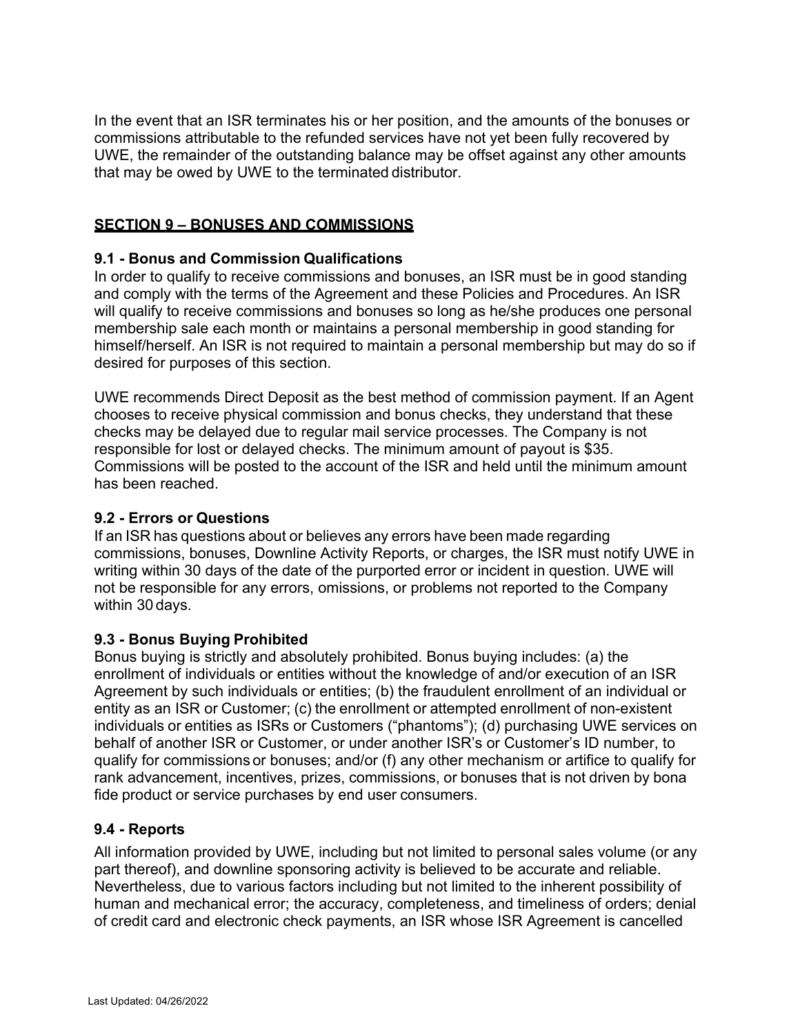In the event that an ISR terminates his or her position, and the amounts of the bonuses or commissions attributable to the refunded services have not yet been fully recovered by UWE, the remainder of the outstanding balance may be offset against any other amounts that may be owed by UWE to the terminated distributor.

## SECTION 9 – BONUSES AND COMMISSIONS

### 9.1 - Bonus and Commission Qualifications

In order to qualify to receive commissions and bonuses, an ISR must be in good standing and comply with the terms of the Agreement and these Policies and Procedures. An ISR will qualify to receive commissions and bonuses so long as he/she produces one personal membership sale each month or maintains a personal membership in good standing for himself/herself. An ISR is not required to maintain a personal membership but may do so if desired for purposes of this section.

UWE recommends Direct Deposit as the best method of commission payment. If an Agent chooses to receive physical commission and bonus checks, they understand that these checks may be delayed due to regular mail service processes. The Company is not responsible for lost or delayed checks. The minimum amount of payout is $35. Commissions will be posted to the account of the ISR and held until the minimum amount has been reached.

### 9.2 - Errors or Questions

If an ISR has questions about or believes any errors have been made regarding commissions, bonuses, Downline Activity Reports, or charges, the ISR must notify UWE in writing within 30 days of the date of the purported error or incident in question. UWE will not be responsible for any errors, omissions, or problems not reported to the Company within 30 days.

### 9.3 - Bonus Buying Prohibited

Bonus buying is strictly and absolutely prohibited. Bonus buying includes: (a) the enrollment of individuals or entities without the knowledge of and/or execution of an ISR Agreement by such individuals or entities; (b) the fraudulent enrollment of an individual or entity as an ISR or Customer; (c) the enrollment or attempted enrollment of non-existent individuals or entities as ISRs or Customers ("phantoms"); (d) purchasing UWE services on behalf of another ISR or Customer, or under another ISR's or Customer's ID number, to qualify for commissions or bonuses; and/or (f) any other mechanism or artifice to qualify for rank advancement, incentives, prizes, commissions, or bonuses that is not driven by bona fide product or service purchases by end user consumers.

### 9.4 - Reports

All information provided by UWE, including but not limited to personal sales volume (or any part thereof), and downline sponsoring activity is believed to be accurate and reliable. Nevertheless, due to various factors including but not limited to the inherent possibility of human and mechanical error; the accuracy, completeness, and timeliness of orders; denial of credit card and electronic check payments, an ISR whose ISR Agreement is cancelled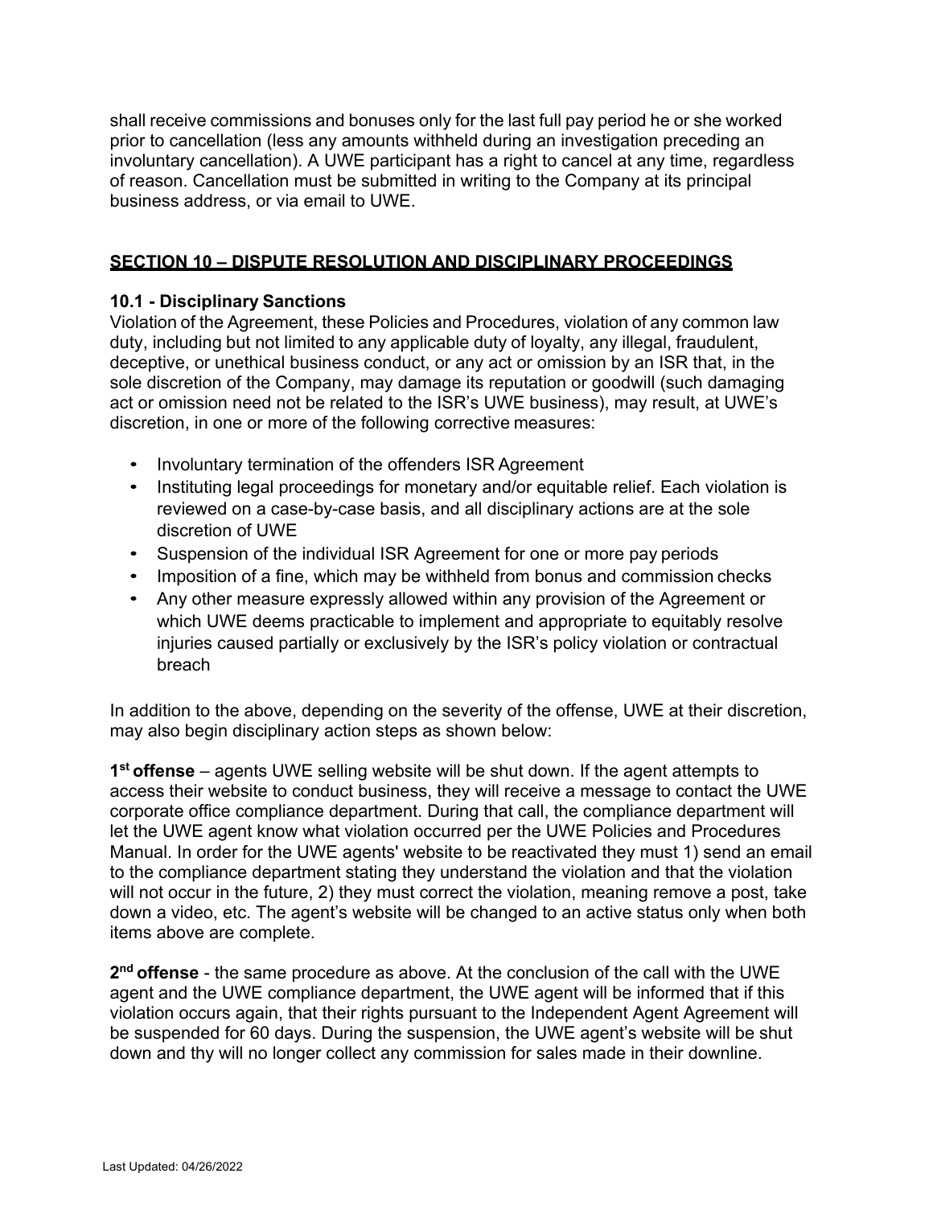shall receive commissions and bonuses only for the last full pay period he or she worked prior to cancellation (less any amounts withheld during an investigation preceding an involuntary cancellation). A UWE participant has a right to cancel at any time, regardless of reason. Cancellation must be submitted in writing to the Company at its principal business address, or via email to UWE.

## SECTION 10 – DISPUTE RESOLUTION AND DISCIPLINARY PROCEEDINGS

### 10.1 - Disciplinary Sanctions

Violation of the Agreement, these Policies and Procedures, violation of any common law duty, including but not limited to any applicable duty of loyalty, any illegal, fraudulent, deceptive, or unethical business conduct, or any act or omission by an ISR that, in the sole discretion of the Company, may damage its reputation or goodwill (such damaging act or omission need not be related to the ISR's UWE business), may result, at UWE's discretion, in one or more of the following corrective measures:

- Involuntary termination of the offenders ISR Agreement
- Instituting legal proceedings for monetary and/or equitable relief. Each violation is reviewed on a case-by-case basis, and all disciplinary actions are at the sole discretion of UWE
- Suspension of the individual ISR Agreement for one or more pay periods
- Imposition of a fine, which may be withheld from bonus and commission checks
- Any other measure expressly allowed within any provision of the Agreement or which UWE deems practicable to implement and appropriate to equitably resolve injuries caused partially or exclusively by the ISR's policy violation or contractual breach

In addition to the above, depending on the severity of the offense, UWE at their discretion, may also begin disciplinary action steps as shown below:

**1st offense** – agents UWE selling website will be shut down. If the agent attempts to access their website to conduct business, they will receive a message to contact the UWE corporate office compliance department. During that call, the compliance department will let the UWE agent know what violation occurred per the UWE Policies and Procedures Manual. In order for the UWE agents' website to be reactivated they must 1) send an email to the compliance department stating they understand the violation and that the violation will not occur in the future, 2) they must correct the violation, meaning remove a post, take down a video, etc. The agent's website will be changed to an active status only when both items above are complete.

**2nd offense** - the same procedure as above. At the conclusion of the call with the UWE agent and the UWE compliance department, the UWE agent will be informed that if this violation occurs again, that their rights pursuant to the Independent Agent Agreement will be suspended for 60 days. During the suspension, the UWE agent's website will be shut down and thy will no longer collect any commission for sales made in their downline.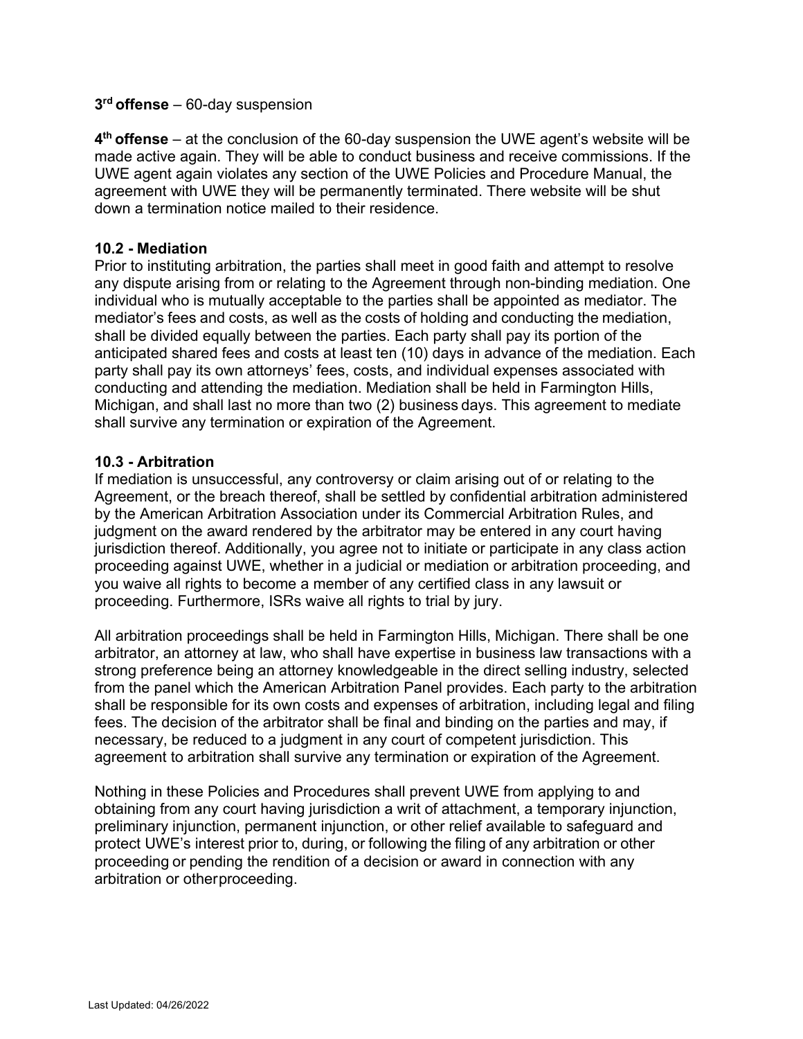**3rd offense** – 60-day suspension

**4th offense** – at the conclusion of the 60-day suspension the UWE agent's website will be made active again. They will be able to conduct business and receive commissions. If the UWE agent again violates any section of the UWE Policies and Procedure Manual, the agreement with UWE they will be permanently terminated. There website will be shut down a termination notice mailed to their residence.

**10.2 - Mediation**

Prior to instituting arbitration, the parties shall meet in good faith and attempt to resolve any dispute arising from or relating to the Agreement through non-binding mediation. One individual who is mutually acceptable to the parties shall be appointed as mediator. The mediator's fees and costs, as well as the costs of holding and conducting the mediation, shall be divided equally between the parties. Each party shall pay its portion of the anticipated shared fees and costs at least ten (10) days in advance of the mediation. Each party shall pay its own attorneys' fees, costs, and individual expenses associated with conducting and attending the mediation. Mediation shall be held in Farmington Hills, Michigan, and shall last no more than two (2) business days. This agreement to mediate shall survive any termination or expiration of the Agreement.

**10.3 - Arbitration**

If mediation is unsuccessful, any controversy or claim arising out of or relating to the Agreement, or the breach thereof, shall be settled by confidential arbitration administered by the American Arbitration Association under its Commercial Arbitration Rules, and judgment on the award rendered by the arbitrator may be entered in any court having jurisdiction thereof. Additionally, you agree not to initiate or participate in any class action proceeding against UWE, whether in a judicial or mediation or arbitration proceeding, and you waive all rights to become a member of any certified class in any lawsuit or proceeding. Furthermore, ISRs waive all rights to trial by jury.

All arbitration proceedings shall be held in Farmington Hills, Michigan. There shall be one arbitrator, an attorney at law, who shall have expertise in business law transactions with a strong preference being an attorney knowledgeable in the direct selling industry, selected from the panel which the American Arbitration Panel provides. Each party to the arbitration shall be responsible for its own costs and expenses of arbitration, including legal and filing fees. The decision of the arbitrator shall be final and binding on the parties and may, if necessary, be reduced to a judgment in any court of competent jurisdiction. This agreement to arbitration shall survive any termination or expiration of the Agreement.

Nothing in these Policies and Procedures shall prevent UWE from applying to and obtaining from any court having jurisdiction a writ of attachment, a temporary injunction, preliminary injunction, permanent injunction, or other relief available to safeguard and protect UWE's interest prior to, during, or following the filing of any arbitration or other proceeding or pending the rendition of a decision or award in connection with any arbitration or otherproceeding.

Last Updated: 04/26/2022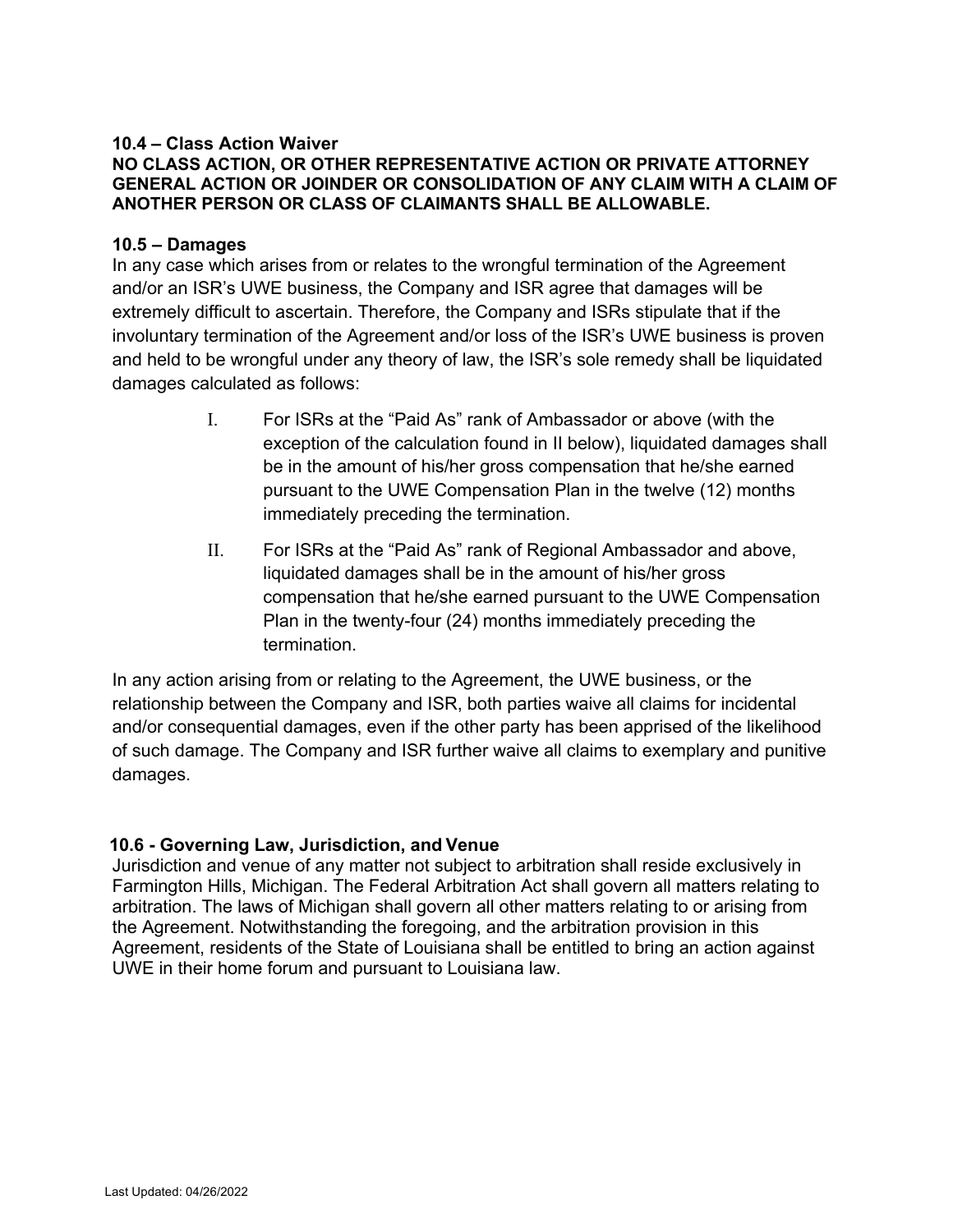**10.4 – Class Action Waiver**

**NO CLASS ACTION, OR OTHER REPRESENTATIVE ACTION OR PRIVATE ATTORNEY GENERAL ACTION OR JOINDER OR CONSOLIDATION OF ANY CLAIM WITH A CLAIM OF ANOTHER PERSON OR CLASS OF CLAIMANTS SHALL BE ALLOWABLE.**

**10.5 – Damages**

In any case which arises from or relates to the wrongful termination of the Agreement and/or an ISR's UWE business, the Company and ISR agree that damages will be extremely difficult to ascertain. Therefore, the Company and ISRs stipulate that if the involuntary termination of the Agreement and/or loss of the ISR's UWE business is proven and held to be wrongful under any theory of law, the ISR's sole remedy shall be liquidated damages calculated as follows:

I. For ISRs at the "Paid As" rank of Ambassador or above (with the exception of the calculation found in II below), liquidated damages shall be in the amount of his/her gross compensation that he/she earned pursuant to the UWE Compensation Plan in the twelve (12) months immediately preceding the termination.

II. For ISRs at the "Paid As" rank of Regional Ambassador and above, liquidated damages shall be in the amount of his/her gross compensation that he/she earned pursuant to the UWE Compensation Plan in the twenty-four (24) months immediately preceding the termination.

In any action arising from or relating to the Agreement, the UWE business, or the relationship between the Company and ISR, both parties waive all claims for incidental and/or consequential damages, even if the other party has been apprised of the likelihood of such damage. The Company and ISR further waive all claims to exemplary and punitive damages.

**10.6 - Governing Law, Jurisdiction, and Venue**

Jurisdiction and venue of any matter not subject to arbitration shall reside exclusively in Farmington Hills, Michigan. The Federal Arbitration Act shall govern all matters relating to arbitration. The laws of Michigan shall govern all other matters relating to or arising from the Agreement. Notwithstanding the foregoing, and the arbitration provision in this Agreement, residents of the State of Louisiana shall be entitled to bring an action against UWE in their home forum and pursuant to Louisiana law.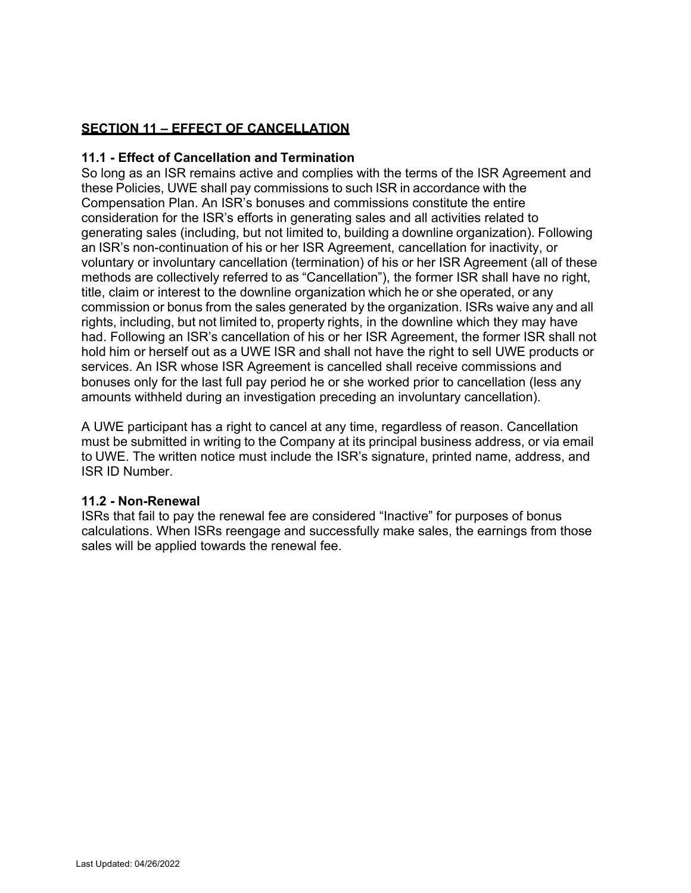## SECTION 11 – EFFECT OF CANCELLATION

### 11.1 - Effect of Cancellation and Termination

So long as an ISR remains active and complies with the terms of the ISR Agreement and these Policies, UWE shall pay commissions to such ISR in accordance with the Compensation Plan. An ISR's bonuses and commissions constitute the entire consideration for the ISR's efforts in generating sales and all activities related to generating sales (including, but not limited to, building a downline organization). Following an ISR's non-continuation of his or her ISR Agreement, cancellation for inactivity, or voluntary or involuntary cancellation (termination) of his or her ISR Agreement (all of these methods are collectively referred to as "Cancellation"), the former ISR shall have no right, title, claim or interest to the downline organization which he or she operated, or any commission or bonus from the sales generated by the organization. ISRs waive any and all rights, including, but not limited to, property rights, in the downline which they may have had. Following an ISR's cancellation of his or her ISR Agreement, the former ISR shall not hold him or herself out as a UWE ISR and shall not have the right to sell UWE products or services. An ISR whose ISR Agreement is cancelled shall receive commissions and bonuses only for the last full pay period he or she worked prior to cancellation (less any amounts withheld during an investigation preceding an involuntary cancellation).

A UWE participant has a right to cancel at any time, regardless of reason. Cancellation must be submitted in writing to the Company at its principal business address, or via email to UWE. The written notice must include the ISR's signature, printed name, address, and ISR ID Number.

### 11.2 - Non-Renewal

ISRs that fail to pay the renewal fee are considered "Inactive" for purposes of bonus calculations. When ISRs reengage and successfully make sales, the earnings from those sales will be applied towards the renewal fee.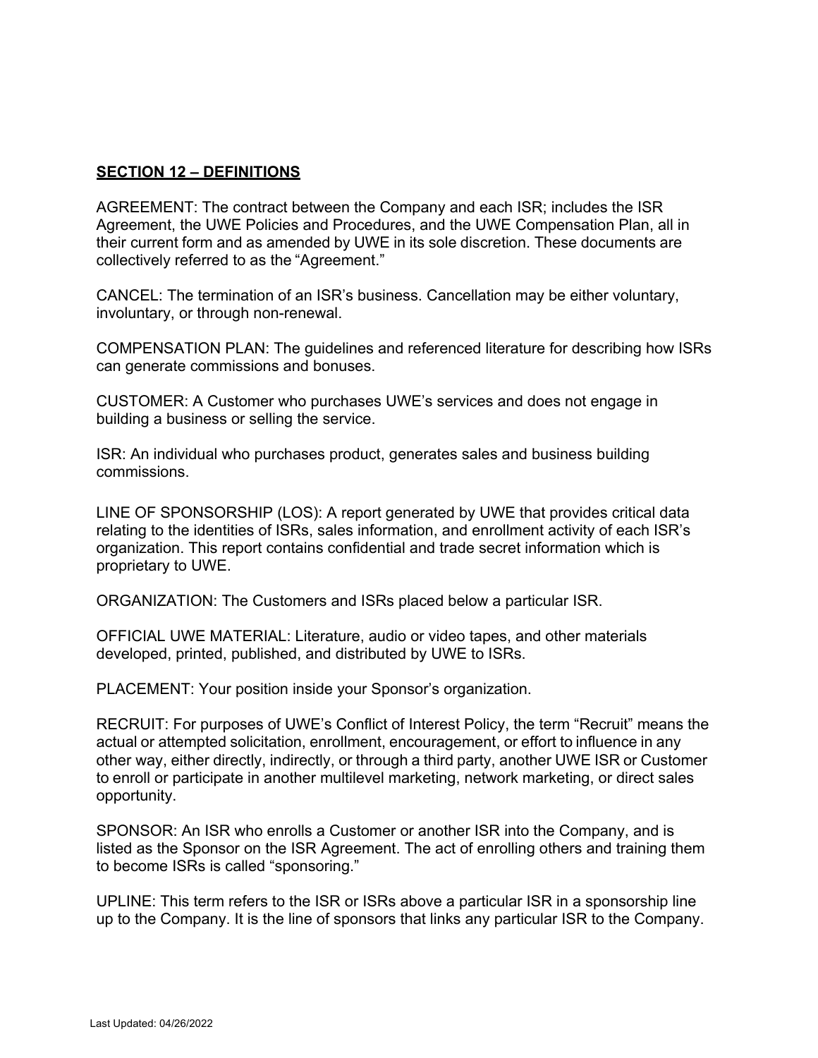## SECTION 12 – DEFINITIONS

AGREEMENT: The contract between the Company and each ISR; includes the ISR Agreement, the UWE Policies and Procedures, and the UWE Compensation Plan, all in their current form and as amended by UWE in its sole discretion. These documents are collectively referred to as the "Agreement."

CANCEL: The termination of an ISR's business. Cancellation may be either voluntary, involuntary, or through non-renewal.

COMPENSATION PLAN: The guidelines and referenced literature for describing how ISRs can generate commissions and bonuses.

CUSTOMER: A Customer who purchases UWE's services and does not engage in building a business or selling the service.

ISR: An individual who purchases product, generates sales and business building commissions.

LINE OF SPONSORSHIP (LOS): A report generated by UWE that provides critical data relating to the identities of ISRs, sales information, and enrollment activity of each ISR's organization. This report contains confidential and trade secret information which is proprietary to UWE.

ORGANIZATION: The Customers and ISRs placed below a particular ISR.

OFFICIAL UWE MATERIAL: Literature, audio or video tapes, and other materials developed, printed, published, and distributed by UWE to ISRs.

PLACEMENT: Your position inside your Sponsor's organization.

RECRUIT: For purposes of UWE's Conflict of Interest Policy, the term "Recruit" means the actual or attempted solicitation, enrollment, encouragement, or effort to influence in any other way, either directly, indirectly, or through a third party, another UWE ISR or Customer to enroll or participate in another multilevel marketing, network marketing, or direct sales opportunity.

SPONSOR: An ISR who enrolls a Customer or another ISR into the Company, and is listed as the Sponsor on the ISR Agreement. The act of enrolling others and training them to become ISRs is called "sponsoring."

UPLINE: This term refers to the ISR or ISRs above a particular ISR in a sponsorship line up to the Company. It is the line of sponsors that links any particular ISR to the Company.

Last Updated: 04/26/2022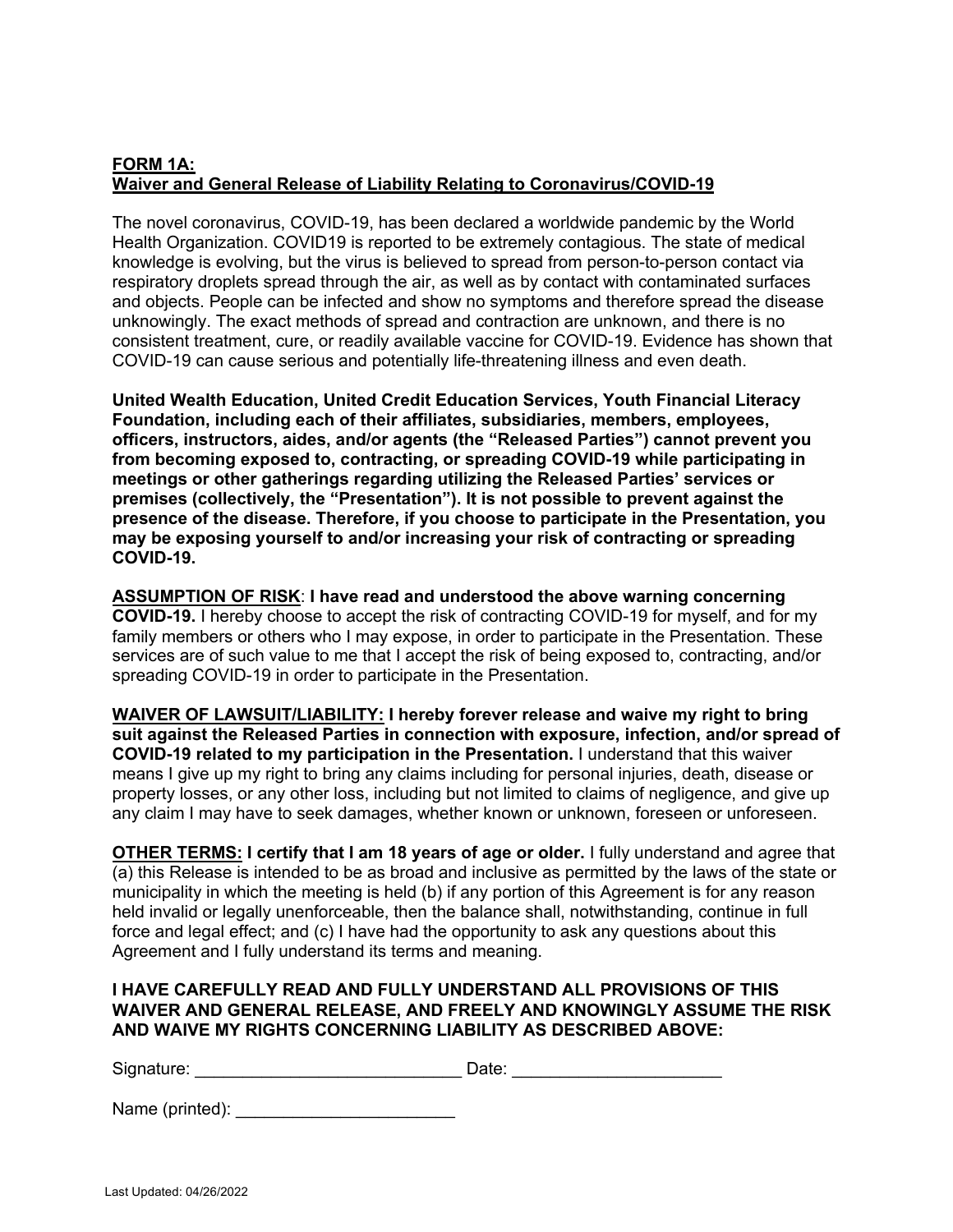**FORM 1A:**
**Waiver and General Release of Liability Relating to Coronavirus/COVID-19**

The novel coronavirus, COVID-19, has been declared a worldwide pandemic by the World Health Organization. COVID19 is reported to be extremely contagious. The state of medical knowledge is evolving, but the virus is believed to spread from person-to-person contact via respiratory droplets spread through the air, as well as by contact with contaminated surfaces and objects. People can be infected and show no symptoms and therefore spread the disease unknowingly. The exact methods of spread and contraction are unknown, and there is no consistent treatment, cure, or readily available vaccine for COVID-19. Evidence has shown that COVID-19 can cause serious and potentially life-threatening illness and even death.

**United Wealth Education, United Credit Education Services, Youth Financial Literacy Foundation, including each of their affiliates, subsidiaries, members, employees, officers, instructors, aides, and/or agents (the "Released Parties") cannot prevent you from becoming exposed to, contracting, or spreading COVID-19 while participating in meetings or other gatherings regarding utilizing the Released Parties' services or premises (collectively, the "Presentation"). It is not possible to prevent against the presence of the disease. Therefore, if you choose to participate in the Presentation, you may be exposing yourself to and/or increasing your risk of contracting or spreading COVID-19.**

**ASSUMPTION OF RISK**: **I have read and understood the above warning concerning COVID-19.** I hereby choose to accept the risk of contracting COVID-19 for myself, and for my family members or others who I may expose, in order to participate in the Presentation. These services are of such value to me that I accept the risk of being exposed to, contracting, and/or spreading COVID-19 in order to participate in the Presentation.

**WAIVER OF LAWSUIT/LIABILITY: I hereby forever release and waive my right to bring suit against the Released Parties in connection with exposure, infection, and/or spread of COVID-19 related to my participation in the Presentation.** I understand that this waiver means I give up my right to bring any claims including for personal injuries, death, disease or property losses, or any other loss, including but not limited to claims of negligence, and give up any claim I may have to seek damages, whether known or unknown, foreseen or unforeseen.

**OTHER TERMS: I certify that I am 18 years of age or older.** I fully understand and agree that (a) this Release is intended to be as broad and inclusive as permitted by the laws of the state or municipality in which the meeting is held (b) if any portion of this Agreement is for any reason held invalid or legally unenforceable, then the balance shall, notwithstanding, continue in full force and legal effect; and (c) I have had the opportunity to ask any questions about this Agreement and I fully understand its terms and meaning.

**I HAVE CAREFULLY READ AND FULLY UNDERSTAND ALL PROVISIONS OF THIS WAIVER AND GENERAL RELEASE, AND FREELY AND KNOWINGLY ASSUME THE RISK AND WAIVE MY RIGHTS CONCERNING LIABILITY AS DESCRIBED ABOVE:**

Signature: ____________________________ Date: ______________________

Name (printed): _______________________

Last Updated: 04/26/2022